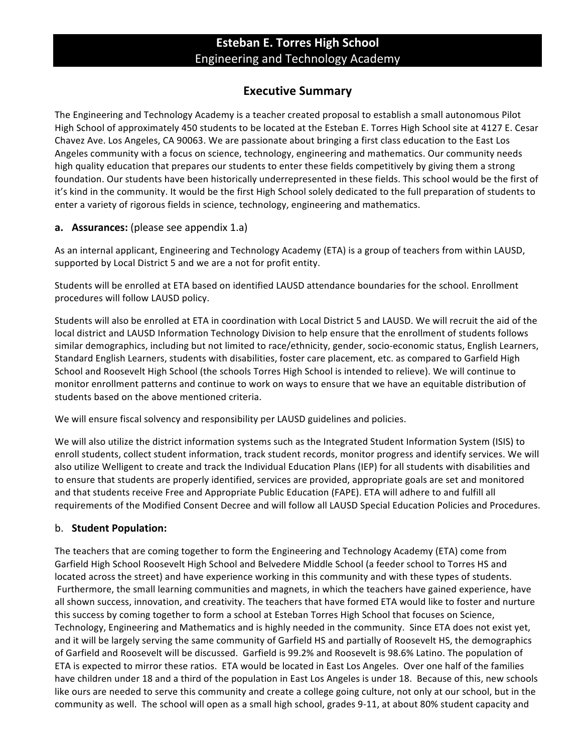# Esteban E. Torres High School
## Engineering and Technology Academy

## Executive Summary

The Engineering and Technology Academy is a teacher created proposal to establish a small autonomous Pilot High School of approximately 450 students to be located at the Esteban E. Torres High School site at 4127 E. Cesar Chavez Ave. Los Angeles, CA 90063. We are passionate about bringing a first class education to the East Los Angeles community with a focus on science, technology, engineering and mathematics. Our community needs high quality education that prepares our students to enter these fields competitively by giving them a strong foundation. Our students have been historically underrepresented in these fields. This school would be the first of it's kind in the community. It would be the first High School solely dedicated to the full preparation of students to enter a variety of rigorous fields in science, technology, engineering and mathematics.

### a. Assurances: (please see appendix 1.a)

As an internal applicant, Engineering and Technology Academy (ETA) is a group of teachers from within LAUSD, supported by Local District 5 and we are a not for profit entity.

Students will be enrolled at ETA based on identified LAUSD attendance boundaries for the school. Enrollment procedures will follow LAUSD policy.

Students will also be enrolled at ETA in coordination with Local District 5 and LAUSD. We will recruit the aid of the local district and LAUSD Information Technology Division to help ensure that the enrollment of students follows similar demographics, including but not limited to race/ethnicity, gender, socio-economic status, English Learners, Standard English Learners, students with disabilities, foster care placement, etc. as compared to Garfield High School and Roosevelt High School (the schools Torres High School is intended to relieve). We will continue to monitor enrollment patterns and continue to work on ways to ensure that we have an equitable distribution of students based on the above mentioned criteria.

We will ensure fiscal solvency and responsibility per LAUSD guidelines and policies.

We will also utilize the district information systems such as the Integrated Student Information System (ISIS) to enroll students, collect student information, track student records, monitor progress and identify services. We will also utilize Welligent to create and track the Individual Education Plans (IEP) for all students with disabilities and to ensure that students are properly identified, services are provided, appropriate goals are set and monitored and that students receive Free and Appropriate Public Education (FAPE). ETA will adhere to and fulfill all requirements of the Modified Consent Decree and will follow all LAUSD Special Education Policies and Procedures.

### b. Student Population:

The teachers that are coming together to form the Engineering and Technology Academy (ETA) come from Garfield High School Roosevelt High School and Belvedere Middle School (a feeder school to Torres HS and located across the street) and have experience working in this community and with these types of students. Furthermore, the small learning communities and magnets, in which the teachers have gained experience, have all shown success, innovation, and creativity. The teachers that have formed ETA would like to foster and nurture this success by coming together to form a school at Esteban Torres High School that focuses on Science, Technology, Engineering and Mathematics and is highly needed in the community. Since ETA does not exist yet, and it will be largely serving the same community of Garfield HS and partially of Roosevelt HS, the demographics of Garfield and Roosevelt will be discussed. Garfield is 99.2% and Roosevelt is 98.6% Latino. The population of ETA is expected to mirror these ratios. ETA would be located in East Los Angeles. Over one half of the families have children under 18 and a third of the population in East Los Angeles is under 18. Because of this, new schools like ours are needed to serve this community and create a college going culture, not only at our school, but in the community as well. The school will open as a small high school, grades 9-11, at about 80% student capacity and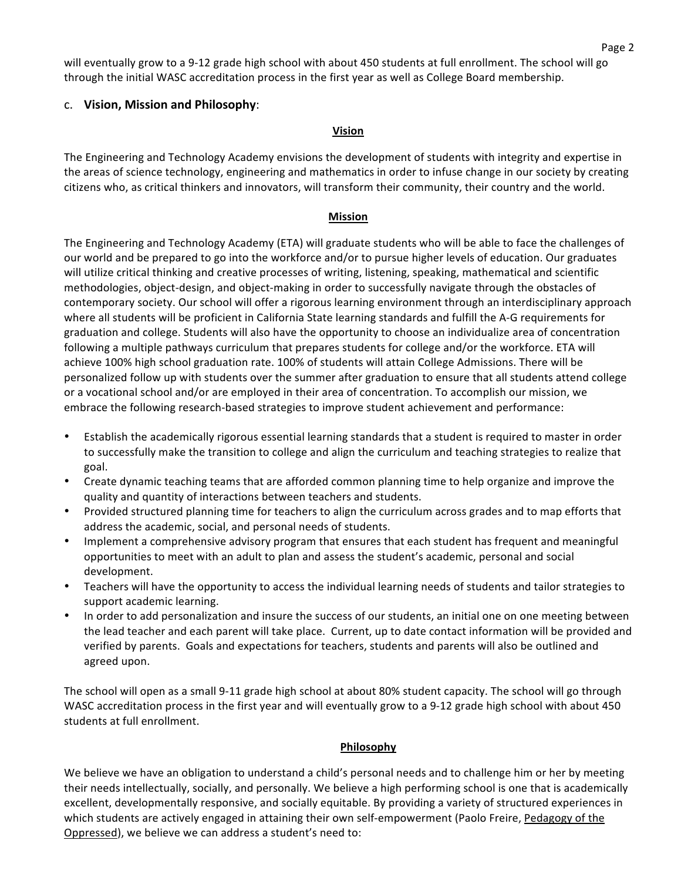will eventually grow to a 9-12 grade high school with about 450 students at full enrollment. The school will go through the initial WASC accreditation process in the first year as well as College Board membership.

c. **Vision, Mission and Philosophy**:

### Vision

The Engineering and Technology Academy envisions the development of students with integrity and expertise in the areas of science technology, engineering and mathematics in order to infuse change in our society by creating citizens who, as critical thinkers and innovators, will transform their community, their country and the world.

### Mission

The Engineering and Technology Academy (ETA) will graduate students who will be able to face the challenges of our world and be prepared to go into the workforce and/or to pursue higher levels of education. Our graduates will utilize critical thinking and creative processes of writing, listening, speaking, mathematical and scientific methodologies, object-design, and object-making in order to successfully navigate through the obstacles of contemporary society. Our school will offer a rigorous learning environment through an interdisciplinary approach where all students will be proficient in California State learning standards and fulfill the A-G requirements for graduation and college. Students will also have the opportunity to choose an individualize area of concentration following a multiple pathways curriculum that prepares students for college and/or the workforce. ETA will achieve 100% high school graduation rate. 100% of students will attain College Admissions. There will be personalized follow up with students over the summer after graduation to ensure that all students attend college or a vocational school and/or are employed in their area of concentration. To accomplish our mission, we embrace the following research-based strategies to improve student achievement and performance:

- Establish the academically rigorous essential learning standards that a student is required to master in order to successfully make the transition to college and align the curriculum and teaching strategies to realize that goal.
- Create dynamic teaching teams that are afforded common planning time to help organize and improve the quality and quantity of interactions between teachers and students.
- Provided structured planning time for teachers to align the curriculum across grades and to map efforts that address the academic, social, and personal needs of students.
- Implement a comprehensive advisory program that ensures that each student has frequent and meaningful opportunities to meet with an adult to plan and assess the student's academic, personal and social development.
- Teachers will have the opportunity to access the individual learning needs of students and tailor strategies to support academic learning.
- In order to add personalization and insure the success of our students, an initial one on one meeting between the lead teacher and each parent will take place. Current, up to date contact information will be provided and verified by parents. Goals and expectations for teachers, students and parents will also be outlined and agreed upon.

The school will open as a small 9-11 grade high school at about 80% student capacity. The school will go through WASC accreditation process in the first year and will eventually grow to a 9-12 grade high school with about 450 students at full enrollment.

### Philosophy

We believe we have an obligation to understand a child's personal needs and to challenge him or her by meeting their needs intellectually, socially, and personally. We believe a high performing school is one that is academically excellent, developmentally responsive, and socially equitable. By providing a variety of structured experiences in which students are actively engaged in attaining their own self-empowerment (Paolo Freire, Pedagogy of the Oppressed), we believe we can address a student's need to: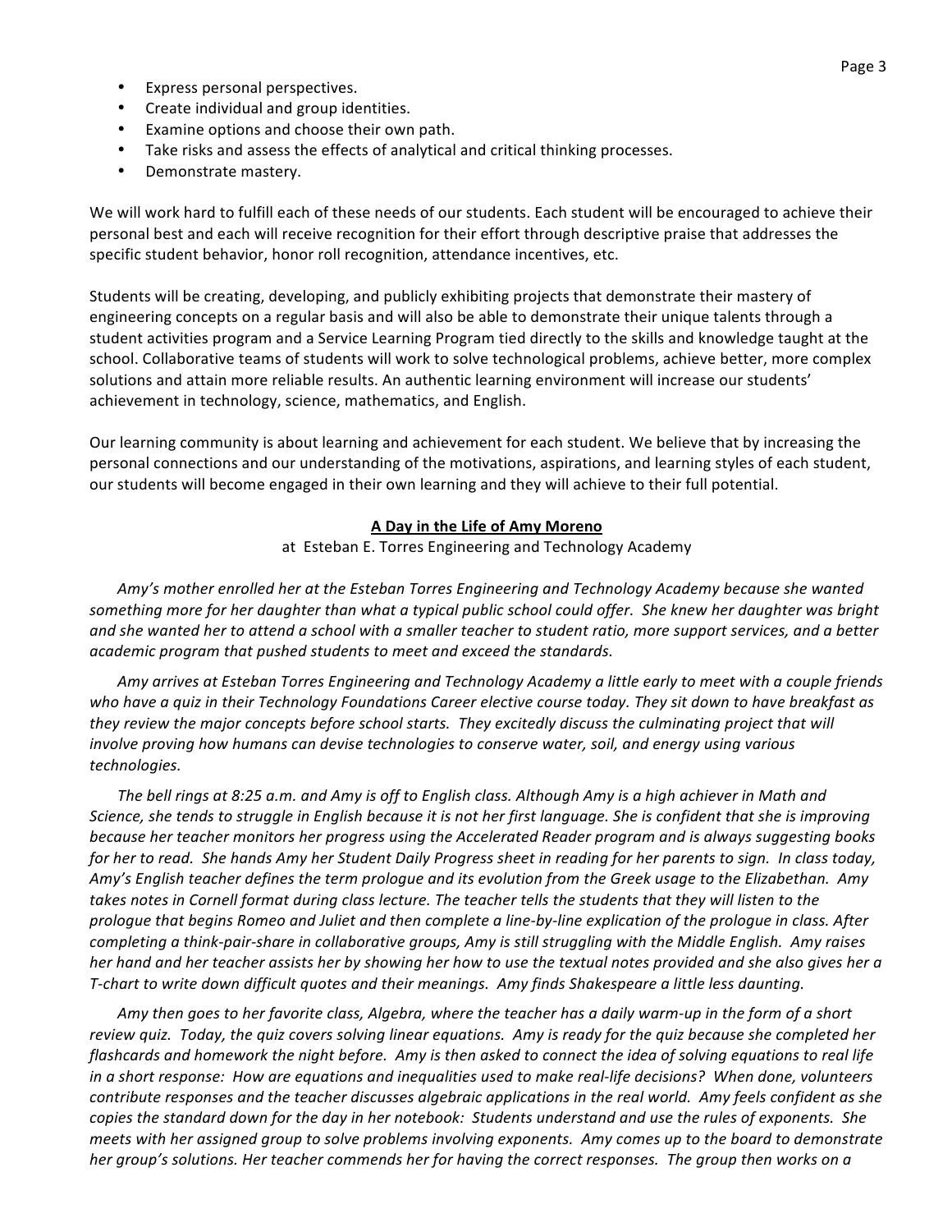- Express personal perspectives.
- Create individual and group identities.
- Examine options and choose their own path.
- Take risks and assess the effects of analytical and critical thinking processes.
- Demonstrate mastery.

We will work hard to fulfill each of these needs of our students. Each student will be encouraged to achieve their personal best and each will receive recognition for their effort through descriptive praise that addresses the specific student behavior, honor roll recognition, attendance incentives, etc.

Students will be creating, developing, and publicly exhibiting projects that demonstrate their mastery of engineering concepts on a regular basis and will also be able to demonstrate their unique talents through a student activities program and a Service Learning Program tied directly to the skills and knowledge taught at the school. Collaborative teams of students will work to solve technological problems, achieve better, more complex solutions and attain more reliable results. An authentic learning environment will increase our students' achievement in technology, science, mathematics, and English.

Our learning community is about learning and achievement for each student. We believe that by increasing the personal connections and our understanding of the motivations, aspirations, and learning styles of each student, our students will become engaged in their own learning and they will achieve to their full potential.

## A Day in the Life of Amy Moreno

at Esteban E. Torres Engineering and Technology Academy

*Amy's mother enrolled her at the Esteban Torres Engineering and Technology Academy because she wanted something more for her daughter than what a typical public school could offer. She knew her daughter was bright and she wanted her to attend a school with a smaller teacher to student ratio, more support services, and a better academic program that pushed students to meet and exceed the standards.*

*Amy arrives at Esteban Torres Engineering and Technology Academy a little early to meet with a couple friends who have a quiz in their Technology Foundations Career elective course today. They sit down to have breakfast as they review the major concepts before school starts. They excitedly discuss the culminating project that will involve proving how humans can devise technologies to conserve water, soil, and energy using various technologies.*

*The bell rings at 8:25 a.m. and Amy is off to English class. Although Amy is a high achiever in Math and Science, she tends to struggle in English because it is not her first language. She is confident that she is improving because her teacher monitors her progress using the Accelerated Reader program and is always suggesting books for her to read. She hands Amy her Student Daily Progress sheet in reading for her parents to sign. In class today, Amy's English teacher defines the term prologue and its evolution from the Greek usage to the Elizabethan. Amy takes notes in Cornell format during class lecture. The teacher tells the students that they will listen to the prologue that begins Romeo and Juliet and then complete a line-by-line explication of the prologue in class. After completing a think-pair-share in collaborative groups, Amy is still struggling with the Middle English. Amy raises her hand and her teacher assists her by showing her how to use the textual notes provided and she also gives her a T-chart to write down difficult quotes and their meanings. Amy finds Shakespeare a little less daunting.*

*Amy then goes to her favorite class, Algebra, where the teacher has a daily warm-up in the form of a short review quiz. Today, the quiz covers solving linear equations. Amy is ready for the quiz because she completed her flashcards and homework the night before. Amy is then asked to connect the idea of solving equations to real life in a short response: How are equations and inequalities used to make real-life decisions? When done, volunteers contribute responses and the teacher discusses algebraic applications in the real world. Amy feels confident as she copies the standard down for the day in her notebook: Students understand and use the rules of exponents. She meets with her assigned group to solve problems involving exponents. Amy comes up to the board to demonstrate her group's solutions. Her teacher commends her for having the correct responses. The group then works on a*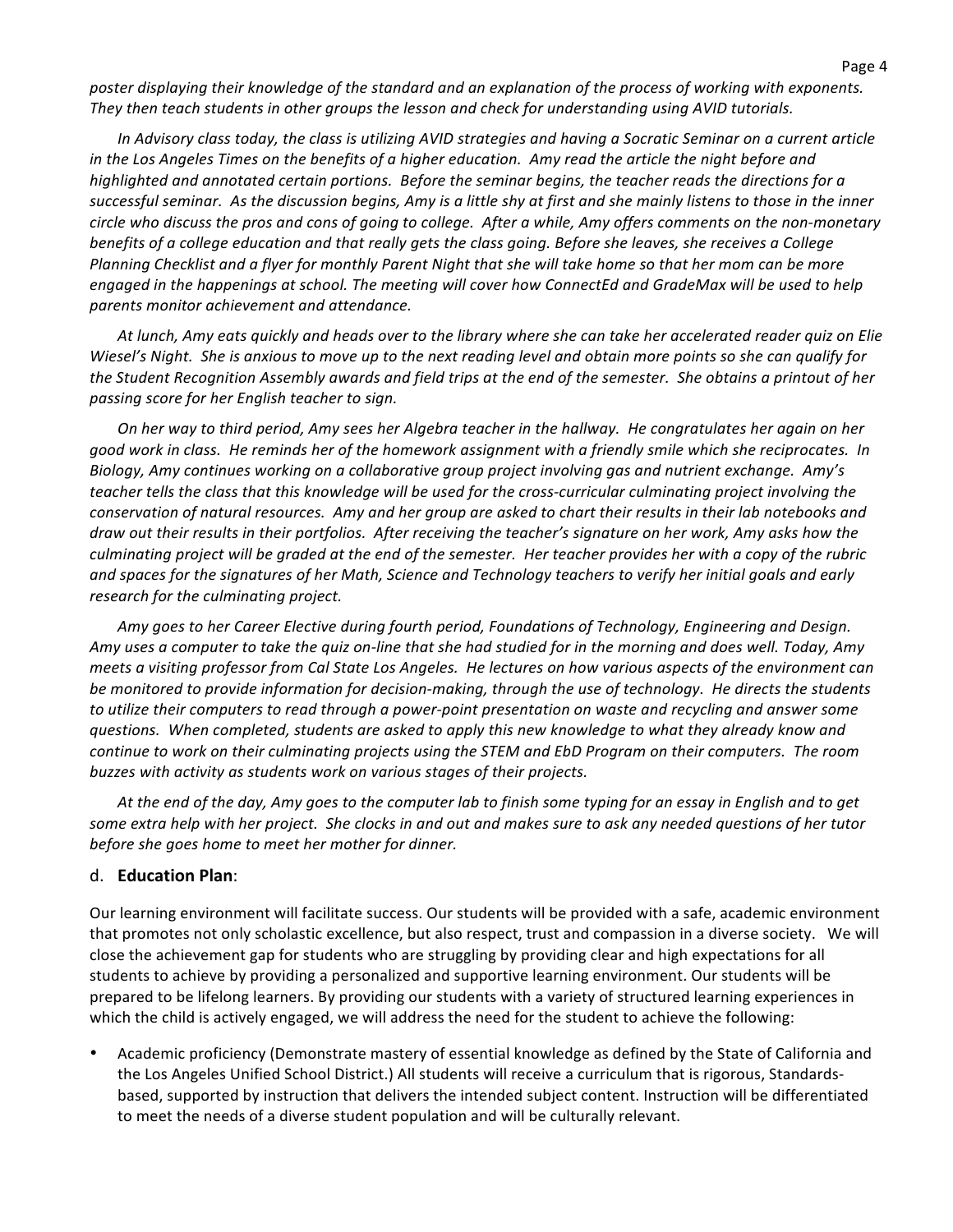*poster displaying their knowledge of the standard and an explanation of the process of working with exponents. They then teach students in other groups the lesson and check for understanding using AVID tutorials.*

*In Advisory class today, the class is utilizing AVID strategies and having a Socratic Seminar on a current article in the Los Angeles Times on the benefits of a higher education. Amy read the article the night before and highlighted and annotated certain portions. Before the seminar begins, the teacher reads the directions for a successful seminar. As the discussion begins, Amy is a little shy at first and she mainly listens to those in the inner circle who discuss the pros and cons of going to college. After a while, Amy offers comments on the non-monetary benefits of a college education and that really gets the class going. Before she leaves, she receives a College Planning Checklist and a flyer for monthly Parent Night that she will take home so that her mom can be more engaged in the happenings at school. The meeting will cover how ConnectEd and GradeMax will be used to help parents monitor achievement and attendance.*

*At lunch, Amy eats quickly and heads over to the library where she can take her accelerated reader quiz on Elie Wiesel's Night. She is anxious to move up to the next reading level and obtain more points so she can qualify for the Student Recognition Assembly awards and field trips at the end of the semester. She obtains a printout of her passing score for her English teacher to sign.*

*On her way to third period, Amy sees her Algebra teacher in the hallway. He congratulates her again on her good work in class. He reminds her of the homework assignment with a friendly smile which she reciprocates. In Biology, Amy continues working on a collaborative group project involving gas and nutrient exchange. Amy's teacher tells the class that this knowledge will be used for the cross-curricular culminating project involving the conservation of natural resources. Amy and her group are asked to chart their results in their lab notebooks and draw out their results in their portfolios. After receiving the teacher's signature on her work, Amy asks how the culminating project will be graded at the end of the semester. Her teacher provides her with a copy of the rubric and spaces for the signatures of her Math, Science and Technology teachers to verify her initial goals and early research for the culminating project.*

*Amy goes to her Career Elective during fourth period, Foundations of Technology, Engineering and Design. Amy uses a computer to take the quiz on-line that she had studied for in the morning and does well. Today, Amy meets a visiting professor from Cal State Los Angeles. He lectures on how various aspects of the environment can be monitored to provide information for decision-making, through the use of technology. He directs the students to utilize their computers to read through a power-point presentation on waste and recycling and answer some questions. When completed, students are asked to apply this new knowledge to what they already know and continue to work on their culminating projects using the STEM and EbD Program on their computers. The room buzzes with activity as students work on various stages of their projects.*

*At the end of the day, Amy goes to the computer lab to finish some typing for an essay in English and to get some extra help with her project. She clocks in and out and makes sure to ask any needed questions of her tutor before she goes home to meet her mother for dinner.*

### d. **Education Plan**:

Our learning environment will facilitate success. Our students will be provided with a safe, academic environment that promotes not only scholastic excellence, but also respect, trust and compassion in a diverse society. We will close the achievement gap for students who are struggling by providing clear and high expectations for all students to achieve by providing a personalized and supportive learning environment. Our students will be prepared to be lifelong learners. By providing our students with a variety of structured learning experiences in which the child is actively engaged, we will address the need for the student to achieve the following:

- Academic proficiency (Demonstrate mastery of essential knowledge as defined by the State of California and the Los Angeles Unified School District.) All students will receive a curriculum that is rigorous, Standards-based, supported by instruction that delivers the intended subject content. Instruction will be differentiated to meet the needs of a diverse student population and will be culturally relevant.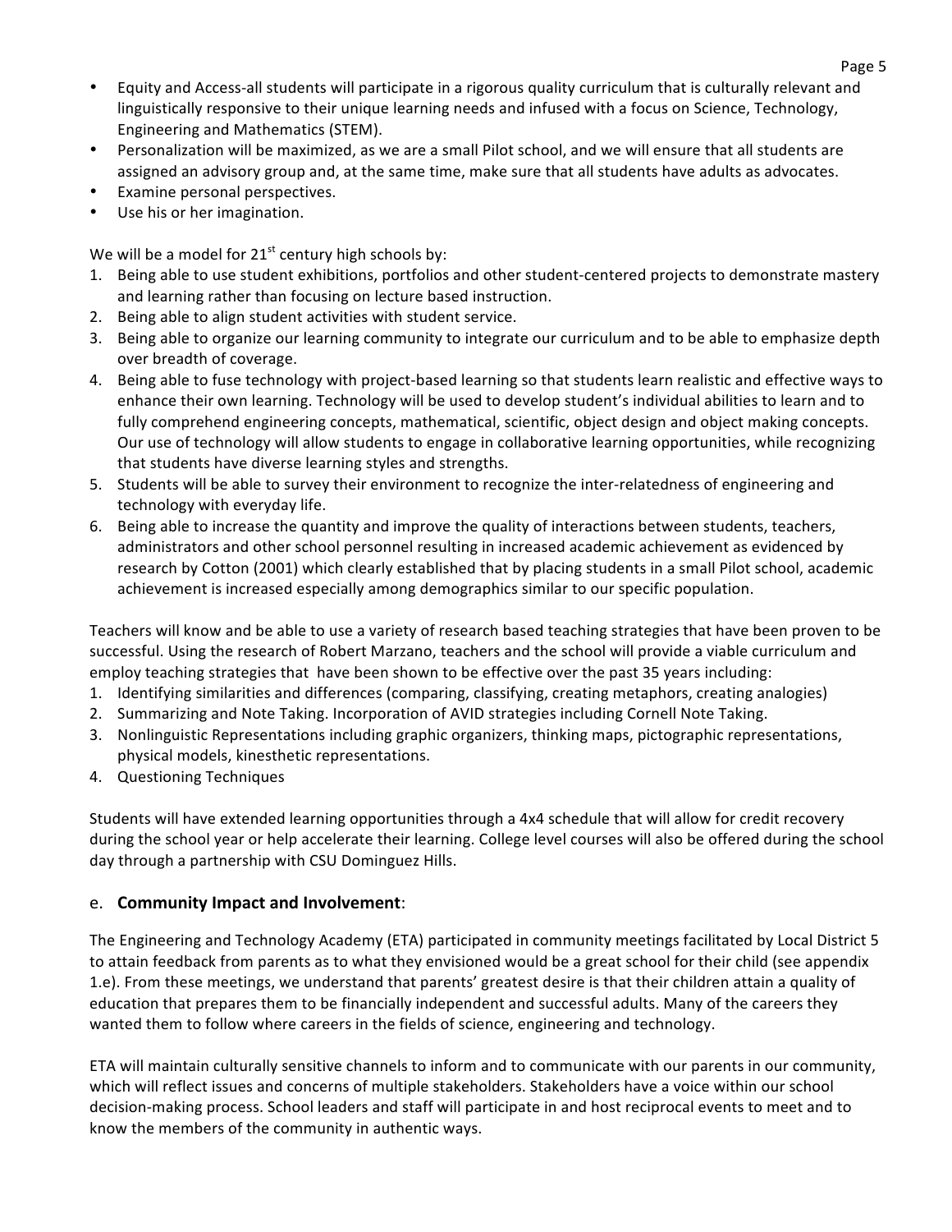- Equity and Access-all students will participate in a rigorous quality curriculum that is culturally relevant and linguistically responsive to their unique learning needs and infused with a focus on Science, Technology, Engineering and Mathematics (STEM).
- Personalization will be maximized, as we are a small Pilot school, and we will ensure that all students are assigned an advisory group and, at the same time, make sure that all students have adults as advocates.
- Examine personal perspectives.
- Use his or her imagination.

We will be a model for 21st century high schools by:

1. Being able to use student exhibitions, portfolios and other student-centered projects to demonstrate mastery and learning rather than focusing on lecture based instruction.
2. Being able to align student activities with student service.
3. Being able to organize our learning community to integrate our curriculum and to be able to emphasize depth over breadth of coverage.
4. Being able to fuse technology with project-based learning so that students learn realistic and effective ways to enhance their own learning. Technology will be used to develop student's individual abilities to learn and to fully comprehend engineering concepts, mathematical, scientific, object design and object making concepts. Our use of technology will allow students to engage in collaborative learning opportunities, while recognizing that students have diverse learning styles and strengths.
5. Students will be able to survey their environment to recognize the inter-relatedness of engineering and technology with everyday life.
6. Being able to increase the quantity and improve the quality of interactions between students, teachers, administrators and other school personnel resulting in increased academic achievement as evidenced by research by Cotton (2001) which clearly established that by placing students in a small Pilot school, academic achievement is increased especially among demographics similar to our specific population.

Teachers will know and be able to use a variety of research based teaching strategies that have been proven to be successful. Using the research of Robert Marzano, teachers and the school will provide a viable curriculum and employ teaching strategies that have been shown to be effective over the past 35 years including:

1. Identifying similarities and differences (comparing, classifying, creating metaphors, creating analogies)
2. Summarizing and Note Taking. Incorporation of AVID strategies including Cornell Note Taking.
3. Nonlinguistic Representations including graphic organizers, thinking maps, pictographic representations, physical models, kinesthetic representations.
4. Questioning Techniques

Students will have extended learning opportunities through a 4x4 schedule that will allow for credit recovery during the school year or help accelerate their learning. College level courses will also be offered during the school day through a partnership with CSU Dominguez Hills.

## e. **Community Impact and Involvement**:

The Engineering and Technology Academy (ETA) participated in community meetings facilitated by Local District 5 to attain feedback from parents as to what they envisioned would be a great school for their child (see appendix 1.e). From these meetings, we understand that parents' greatest desire is that their children attain a quality of education that prepares them to be financially independent and successful adults. Many of the careers they wanted them to follow where careers in the fields of science, engineering and technology.

ETA will maintain culturally sensitive channels to inform and to communicate with our parents in our community, which will reflect issues and concerns of multiple stakeholders. Stakeholders have a voice within our school decision-making process. School leaders and staff will participate in and host reciprocal events to meet and to know the members of the community in authentic ways.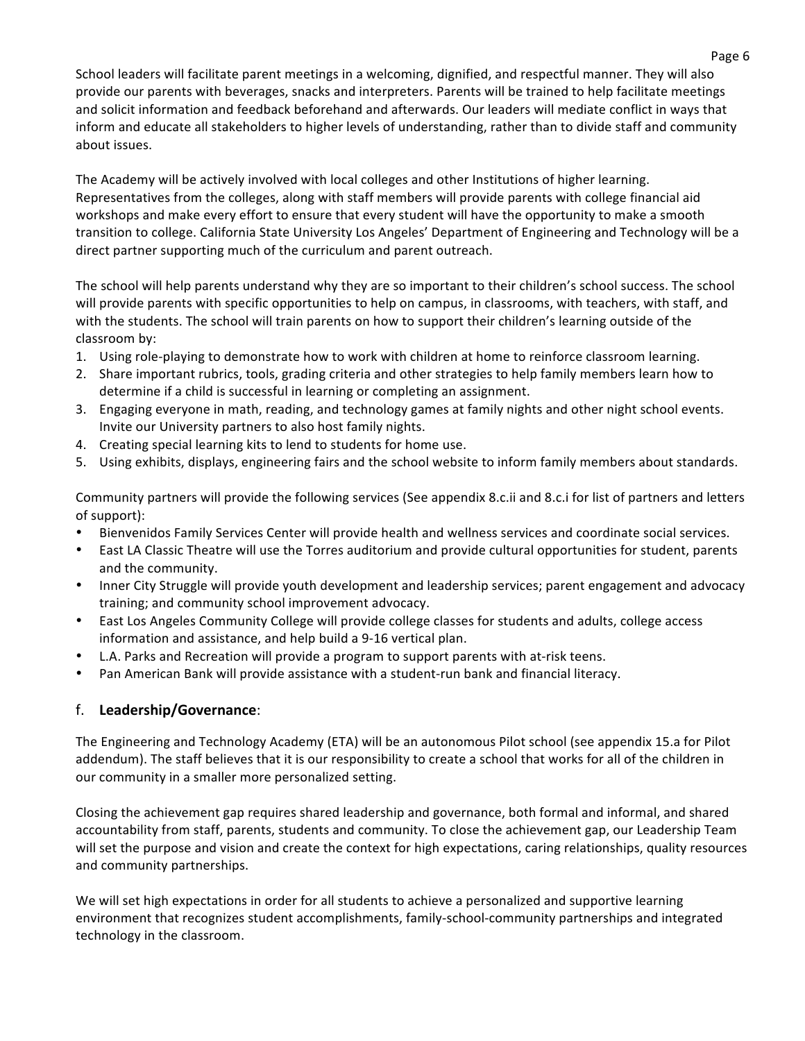School leaders will facilitate parent meetings in a welcoming, dignified, and respectful manner. They will also provide our parents with beverages, snacks and interpreters. Parents will be trained to help facilitate meetings and solicit information and feedback beforehand and afterwards. Our leaders will mediate conflict in ways that inform and educate all stakeholders to higher levels of understanding, rather than to divide staff and community about issues.

The Academy will be actively involved with local colleges and other Institutions of higher learning. Representatives from the colleges, along with staff members will provide parents with college financial aid workshops and make every effort to ensure that every student will have the opportunity to make a smooth transition to college. California State University Los Angeles' Department of Engineering and Technology will be a direct partner supporting much of the curriculum and parent outreach.

The school will help parents understand why they are so important to their children's school success. The school will provide parents with specific opportunities to help on campus, in classrooms, with teachers, with staff, and with the students. The school will train parents on how to support their children's learning outside of the classroom by:

1. Using role-playing to demonstrate how to work with children at home to reinforce classroom learning.
2. Share important rubrics, tools, grading criteria and other strategies to help family members learn how to determine if a child is successful in learning or completing an assignment.
3. Engaging everyone in math, reading, and technology games at family nights and other night school events. Invite our University partners to also host family nights.
4. Creating special learning kits to lend to students for home use.
5. Using exhibits, displays, engineering fairs and the school website to inform family members about standards.

Community partners will provide the following services (See appendix 8.c.ii and 8.c.i for list of partners and letters of support):

- Bienvenidos Family Services Center will provide health and wellness services and coordinate social services.
- East LA Classic Theatre will use the Torres auditorium and provide cultural opportunities for student, parents and the community.
- Inner City Struggle will provide youth development and leadership services; parent engagement and advocacy training; and community school improvement advocacy.
- East Los Angeles Community College will provide college classes for students and adults, college access information and assistance, and help build a 9-16 vertical plan.
- L.A. Parks and Recreation will provide a program to support parents with at-risk teens.
- Pan American Bank will provide assistance with a student-run bank and financial literacy.

## f. **Leadership/Governance**:

The Engineering and Technology Academy (ETA) will be an autonomous Pilot school (see appendix 15.a for Pilot addendum). The staff believes that it is our responsibility to create a school that works for all of the children in our community in a smaller more personalized setting.

Closing the achievement gap requires shared leadership and governance, both formal and informal, and shared accountability from staff, parents, students and community. To close the achievement gap, our Leadership Team will set the purpose and vision and create the context for high expectations, caring relationships, quality resources and community partnerships.

We will set high expectations in order for all students to achieve a personalized and supportive learning environment that recognizes student accomplishments, family-school-community partnerships and integrated technology in the classroom.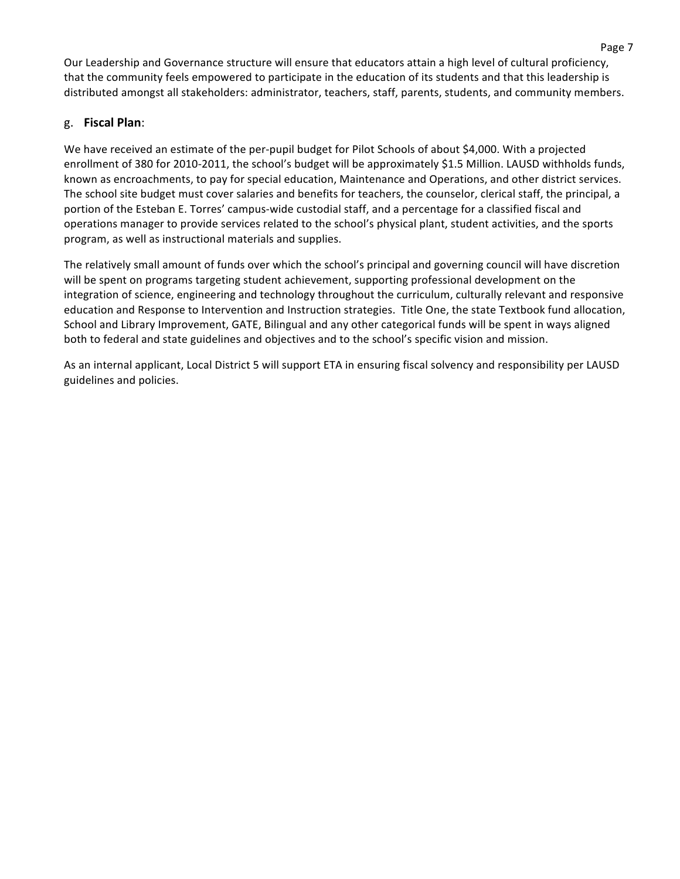Our Leadership and Governance structure will ensure that educators attain a high level of cultural proficiency, that the community feels empowered to participate in the education of its students and that this leadership is distributed amongst all stakeholders: administrator, teachers, staff, parents, students, and community members.

## g. **Fiscal Plan**:

We have received an estimate of the per-pupil budget for Pilot Schools of about $4,000. With a projected enrollment of 380 for 2010-2011, the school's budget will be approximately $1.5 Million. LAUSD withholds funds, known as encroachments, to pay for special education, Maintenance and Operations, and other district services. The school site budget must cover salaries and benefits for teachers, the counselor, clerical staff, the principal, a portion of the Esteban E. Torres' campus-wide custodial staff, and a percentage for a classified fiscal and operations manager to provide services related to the school's physical plant, student activities, and the sports program, as well as instructional materials and supplies.

The relatively small amount of funds over which the school's principal and governing council will have discretion will be spent on programs targeting student achievement, supporting professional development on the integration of science, engineering and technology throughout the curriculum, culturally relevant and responsive education and Response to Intervention and Instruction strategies. Title One, the state Textbook fund allocation, School and Library Improvement, GATE, Bilingual and any other categorical funds will be spent in ways aligned both to federal and state guidelines and objectives and to the school's specific vision and mission.

As an internal applicant, Local District 5 will support ETA in ensuring fiscal solvency and responsibility per LAUSD guidelines and policies.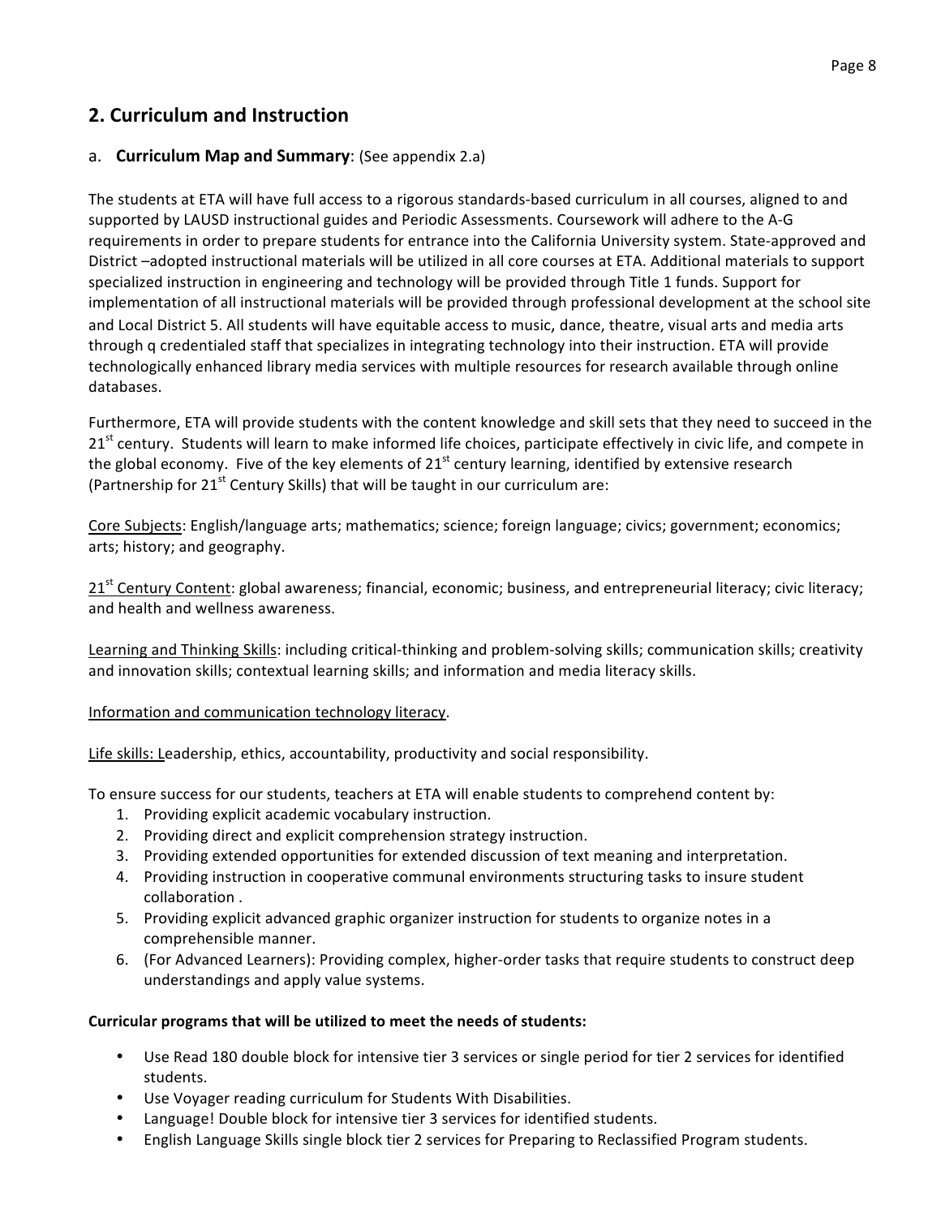## 2. Curriculum and Instruction

a. **Curriculum Map and Summary**: (See appendix 2.a)

The students at ETA will have full access to a rigorous standards-based curriculum in all courses, aligned to and supported by LAUSD instructional guides and Periodic Assessments. Coursework will adhere to the A-G requirements in order to prepare students for entrance into the California University system. State-approved and District –adopted instructional materials will be utilized in all core courses at ETA. Additional materials to support specialized instruction in engineering and technology will be provided through Title 1 funds. Support for implementation of all instructional materials will be provided through professional development at the school site and Local District 5. All students will have equitable access to music, dance, theatre, visual arts and media arts through q credentialed staff that specializes in integrating technology into their instruction. ETA will provide technologically enhanced library media services with multiple resources for research available through online databases.

Furthermore, ETA will provide students with the content knowledge and skill sets that they need to succeed in the 21st century. Students will learn to make informed life choices, participate effectively in civic life, and compete in the global economy. Five of the key elements of 21st century learning, identified by extensive research (Partnership for 21st Century Skills) that will be taught in our curriculum are:

<u>Core Subjects</u>: English/language arts; mathematics; science; foreign language; civics; government; economics; arts; history; and geography.

<u>21st Century Content</u>: global awareness; financial, economic; business, and entrepreneurial literacy; civic literacy; and health and wellness awareness.

<u>Learning and Thinking Skills</u>: including critical-thinking and problem-solving skills; communication skills; creativity and innovation skills; contextual learning skills; and information and media literacy skills.

<u>Information and communication technology literacy</u>.

<u>Life skills: L</u>eadership, ethics, accountability, productivity and social responsibility.

To ensure success for our students, teachers at ETA will enable students to comprehend content by:

1. Providing explicit academic vocabulary instruction.
2. Providing direct and explicit comprehension strategy instruction.
3. Providing extended opportunities for extended discussion of text meaning and interpretation.
4. Providing instruction in cooperative communal environments structuring tasks to insure student collaboration .
5. Providing explicit advanced graphic organizer instruction for students to organize notes in a comprehensible manner.
6. (For Advanced Learners): Providing complex, higher-order tasks that require students to construct deep understandings and apply value systems.

**Curricular programs that will be utilized to meet the needs of students:**

- Use Read 180 double block for intensive tier 3 services or single period for tier 2 services for identified students.
- Use Voyager reading curriculum for Students With Disabilities.
- Language! Double block for intensive tier 3 services for identified students.
- English Language Skills single block tier 2 services for Preparing to Reclassified Program students.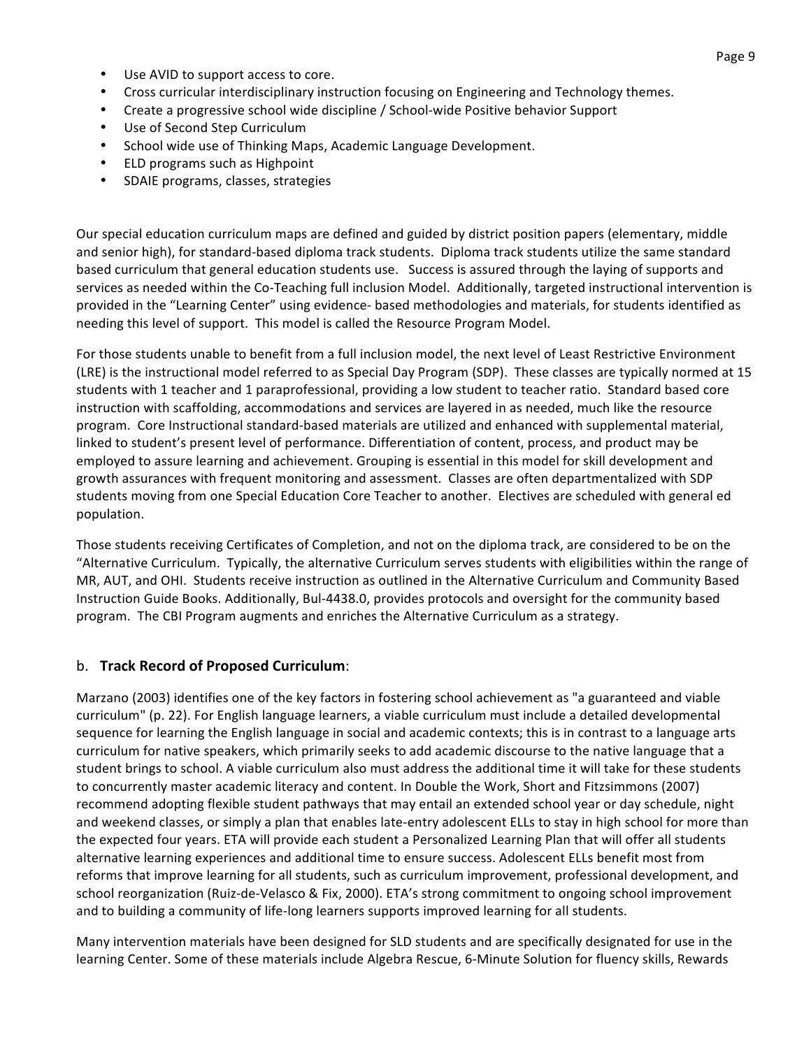- Use AVID to support access to core.
- Cross curricular interdisciplinary instruction focusing on Engineering and Technology themes.
- Create a progressive school wide discipline / School-wide Positive behavior Support
- Use of Second Step Curriculum
- School wide use of Thinking Maps, Academic Language Development.
- ELD programs such as Highpoint
- SDAIE programs, classes, strategies

Our special education curriculum maps are defined and guided by district position papers (elementary, middle and senior high), for standard-based diploma track students. Diploma track students utilize the same standard based curriculum that general education students use. Success is assured through the laying of supports and services as needed within the Co-Teaching full inclusion Model. Additionally, targeted instructional intervention is provided in the "Learning Center" using evidence- based methodologies and materials, for students identified as needing this level of support. This model is called the Resource Program Model.

For those students unable to benefit from a full inclusion model, the next level of Least Restrictive Environment (LRE) is the instructional model referred to as Special Day Program (SDP). These classes are typically normed at 15 students with 1 teacher and 1 paraprofessional, providing a low student to teacher ratio. Standard based core instruction with scaffolding, accommodations and services are layered in as needed, much like the resource program. Core Instructional standard-based materials are utilized and enhanced with supplemental material, linked to student's present level of performance. Differentiation of content, process, and product may be employed to assure learning and achievement. Grouping is essential in this model for skill development and growth assurances with frequent monitoring and assessment. Classes are often departmentalized with SDP students moving from one Special Education Core Teacher to another. Electives are scheduled with general ed population.

Those students receiving Certificates of Completion, and not on the diploma track, are considered to be on the "Alternative Curriculum. Typically, the alternative Curriculum serves students with eligibilities within the range of MR, AUT, and OHI. Students receive instruction as outlined in the Alternative Curriculum and Community Based Instruction Guide Books. Additionally, Bul-4438.0, provides protocols and oversight for the community based program. The CBI Program augments and enriches the Alternative Curriculum as a strategy.

b. **Track Record of Proposed Curriculum**:

Marzano (2003) identifies one of the key factors in fostering school achievement as "a guaranteed and viable curriculum" (p. 22). For English language learners, a viable curriculum must include a detailed developmental sequence for learning the English language in social and academic contexts; this is in contrast to a language arts curriculum for native speakers, which primarily seeks to add academic discourse to the native language that a student brings to school. A viable curriculum also must address the additional time it will take for these students to concurrently master academic literacy and content. In Double the Work, Short and Fitzsimmons (2007) recommend adopting flexible student pathways that may entail an extended school year or day schedule, night and weekend classes, or simply a plan that enables late-entry adolescent ELLs to stay in high school for more than the expected four years. ETA will provide each student a Personalized Learning Plan that will offer all students alternative learning experiences and additional time to ensure success. Adolescent ELLs benefit most from reforms that improve learning for all students, such as curriculum improvement, professional development, and school reorganization (Ruiz-de-Velasco & Fix, 2000). ETA's strong commitment to ongoing school improvement and to building a community of life-long learners supports improved learning for all students.

Many intervention materials have been designed for SLD students and are specifically designated for use in the learning Center. Some of these materials include Algebra Rescue, 6-Minute Solution for fluency skills, Rewards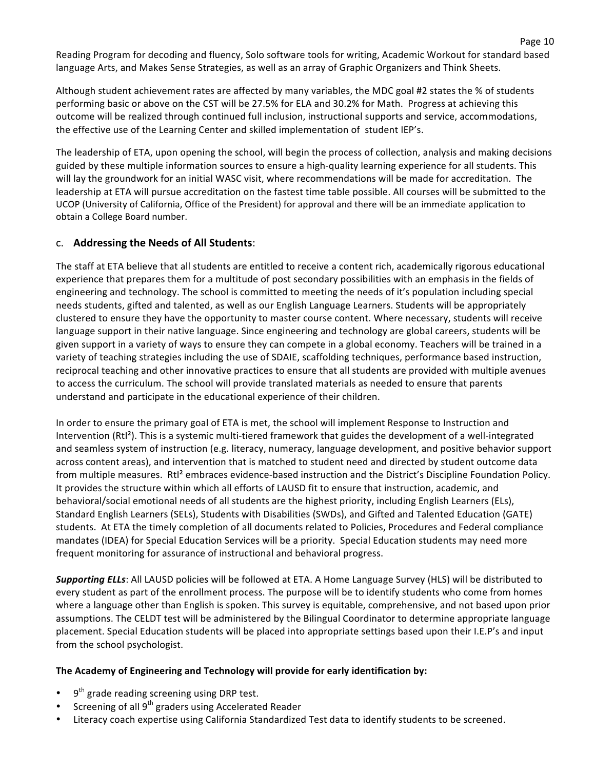Reading Program for decoding and fluency, Solo software tools for writing, Academic Workout for standard based language Arts, and Makes Sense Strategies, as well as an array of Graphic Organizers and Think Sheets.

Although student achievement rates are affected by many variables, the MDC goal #2 states the % of students performing basic or above on the CST will be 27.5% for ELA and 30.2% for Math. Progress at achieving this outcome will be realized through continued full inclusion, instructional supports and service, accommodations, the effective use of the Learning Center and skilled implementation of student IEP's.

The leadership of ETA, upon opening the school, will begin the process of collection, analysis and making decisions guided by these multiple information sources to ensure a high-quality learning experience for all students. This will lay the groundwork for an initial WASC visit, where recommendations will be made for accreditation. The leadership at ETA will pursue accreditation on the fastest time table possible. All courses will be submitted to the UCOP (University of California, Office of the President) for approval and there will be an immediate application to obtain a College Board number.

## c. Addressing the Needs of All Students:

The staff at ETA believe that all students are entitled to receive a content rich, academically rigorous educational experience that prepares them for a multitude of post secondary possibilities with an emphasis in the fields of engineering and technology. The school is committed to meeting the needs of it's population including special needs students, gifted and talented, as well as our English Language Learners. Students will be appropriately clustered to ensure they have the opportunity to master course content. Where necessary, students will receive language support in their native language. Since engineering and technology are global careers, students will be given support in a variety of ways to ensure they can compete in a global economy. Teachers will be trained in a variety of teaching strategies including the use of SDAIE, scaffolding techniques, performance based instruction, reciprocal teaching and other innovative practices to ensure that all students are provided with multiple avenues to access the curriculum. The school will provide translated materials as needed to ensure that parents understand and participate in the educational experience of their children.

In order to ensure the primary goal of ETA is met, the school will implement Response to Instruction and Intervention (RtI²). This is a systemic multi-tiered framework that guides the development of a well-integrated and seamless system of instruction (e.g. literacy, numeracy, language development, and positive behavior support across content areas), and intervention that is matched to student need and directed by student outcome data from multiple measures. RtI² embraces evidence-based instruction and the District's Discipline Foundation Policy. It provides the structure within which all efforts of LAUSD fit to ensure that instruction, academic, and behavioral/social emotional needs of all students are the highest priority, including English Learners (ELs), Standard English Learners (SELs), Students with Disabilities (SWDs), and Gifted and Talented Education (GATE) students. At ETA the timely completion of all documents related to Policies, Procedures and Federal compliance mandates (IDEA) for Special Education Services will be a priority. Special Education students may need more frequent monitoring for assurance of instructional and behavioral progress.

***Supporting ELLs***: All LAUSD policies will be followed at ETA. A Home Language Survey (HLS) will be distributed to every student as part of the enrollment process. The purpose will be to identify students who come from homes where a language other than English is spoken. This survey is equitable, comprehensive, and not based upon prior assumptions. The CELDT test will be administered by the Bilingual Coordinator to determine appropriate language placement. Special Education students will be placed into appropriate settings based upon their I.E.P's and input from the school psychologist.

**The Academy of Engineering and Technology will provide for early identification by:**

- 9th grade reading screening using DRP test.
- Screening of all 9th graders using Accelerated Reader
- Literacy coach expertise using California Standardized Test data to identify students to be screened.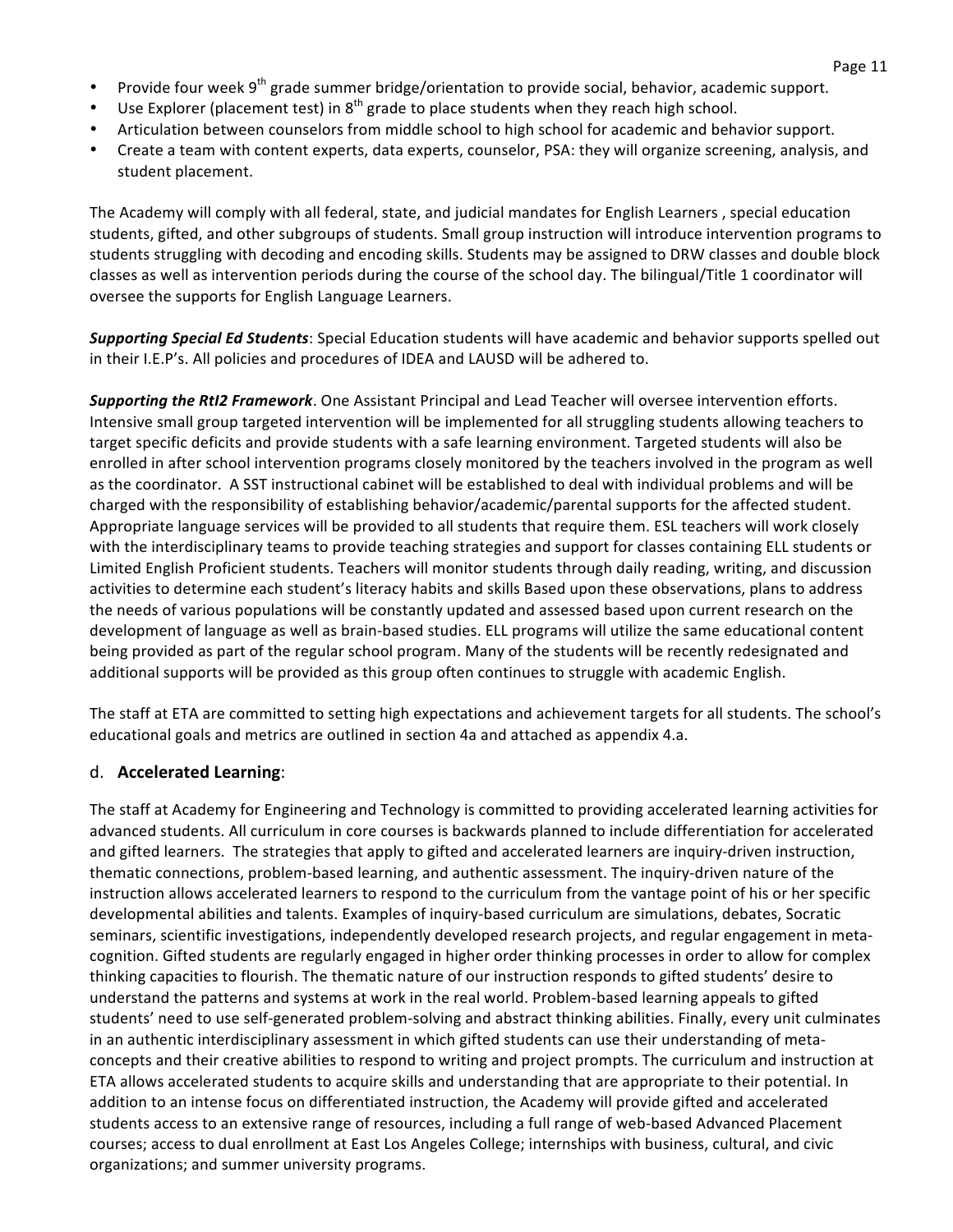- Provide four week 9th grade summer bridge/orientation to provide social, behavior, academic support.
- Use Explorer (placement test) in 8th grade to place students when they reach high school.
- Articulation between counselors from middle school to high school for academic and behavior support.
- Create a team with content experts, data experts, counselor, PSA: they will organize screening, analysis, and student placement.

The Academy will comply with all federal, state, and judicial mandates for English Learners , special education students, gifted, and other subgroups of students. Small group instruction will introduce intervention programs to students struggling with decoding and encoding skills. Students may be assigned to DRW classes and double block classes as well as intervention periods during the course of the school day. The bilingual/Title 1 coordinator will oversee the supports for English Language Learners.

***Supporting Special Ed Students***: Special Education students will have academic and behavior supports spelled out in their I.E.P's. All policies and procedures of IDEA and LAUSD will be adhered to.

***Supporting the RtI2 Framework***. One Assistant Principal and Lead Teacher will oversee intervention efforts. Intensive small group targeted intervention will be implemented for all struggling students allowing teachers to target specific deficits and provide students with a safe learning environment. Targeted students will also be enrolled in after school intervention programs closely monitored by the teachers involved in the program as well as the coordinator. A SST instructional cabinet will be established to deal with individual problems and will be charged with the responsibility of establishing behavior/academic/parental supports for the affected student. Appropriate language services will be provided to all students that require them. ESL teachers will work closely with the interdisciplinary teams to provide teaching strategies and support for classes containing ELL students or Limited English Proficient students. Teachers will monitor students through daily reading, writing, and discussion activities to determine each student's literacy habits and skills Based upon these observations, plans to address the needs of various populations will be constantly updated and assessed based upon current research on the development of language as well as brain-based studies. ELL programs will utilize the same educational content being provided as part of the regular school program. Many of the students will be recently redesignated and additional supports will be provided as this group often continues to struggle with academic English.

The staff at ETA are committed to setting high expectations and achievement targets for all students. The school's educational goals and metrics are outlined in section 4a and attached as appendix 4.a.

## d. **Accelerated Learning**:

The staff at Academy for Engineering and Technology is committed to providing accelerated learning activities for advanced students. All curriculum in core courses is backwards planned to include differentiation for accelerated and gifted learners. The strategies that apply to gifted and accelerated learners are inquiry-driven instruction, thematic connections, problem-based learning, and authentic assessment. The inquiry-driven nature of the instruction allows accelerated learners to respond to the curriculum from the vantage point of his or her specific developmental abilities and talents. Examples of inquiry-based curriculum are simulations, debates, Socratic seminars, scientific investigations, independently developed research projects, and regular engagement in meta-cognition. Gifted students are regularly engaged in higher order thinking processes in order to allow for complex thinking capacities to flourish. The thematic nature of our instruction responds to gifted students' desire to understand the patterns and systems at work in the real world. Problem-based learning appeals to gifted students' need to use self-generated problem-solving and abstract thinking abilities. Finally, every unit culminates in an authentic interdisciplinary assessment in which gifted students can use their understanding of meta-concepts and their creative abilities to respond to writing and project prompts. The curriculum and instruction at ETA allows accelerated students to acquire skills and understanding that are appropriate to their potential. In addition to an intense focus on differentiated instruction, the Academy will provide gifted and accelerated students access to an extensive range of resources, including a full range of web-based Advanced Placement courses; access to dual enrollment at East Los Angeles College; internships with business, cultural, and civic organizations; and summer university programs.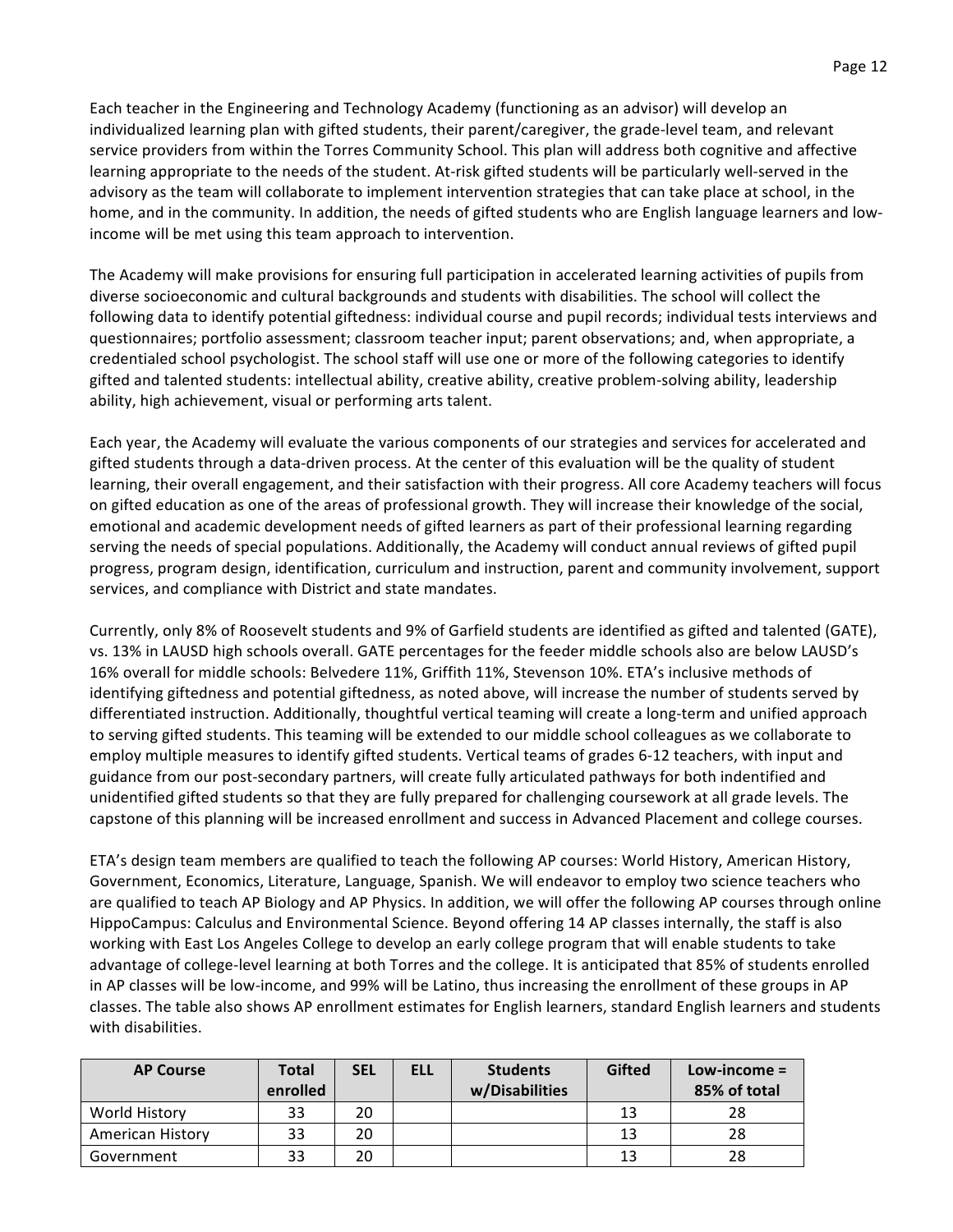Each teacher in the Engineering and Technology Academy (functioning as an advisor) will develop an individualized learning plan with gifted students, their parent/caregiver, the grade-level team, and relevant service providers from within the Torres Community School. This plan will address both cognitive and affective learning appropriate to the needs of the student. At-risk gifted students will be particularly well-served in the advisory as the team will collaborate to implement intervention strategies that can take place at school, in the home, and in the community. In addition, the needs of gifted students who are English language learners and low-income will be met using this team approach to intervention.

The Academy will make provisions for ensuring full participation in accelerated learning activities of pupils from diverse socioeconomic and cultural backgrounds and students with disabilities. The school will collect the following data to identify potential giftedness: individual course and pupil records; individual tests interviews and questionnaires; portfolio assessment; classroom teacher input; parent observations; and, when appropriate, a credentialed school psychologist. The school staff will use one or more of the following categories to identify gifted and talented students: intellectual ability, creative ability, creative problem-solving ability, leadership ability, high achievement, visual or performing arts talent.

Each year, the Academy will evaluate the various components of our strategies and services for accelerated and gifted students through a data-driven process. At the center of this evaluation will be the quality of student learning, their overall engagement, and their satisfaction with their progress. All core Academy teachers will focus on gifted education as one of the areas of professional growth. They will increase their knowledge of the social, emotional and academic development needs of gifted learners as part of their professional learning regarding serving the needs of special populations. Additionally, the Academy will conduct annual reviews of gifted pupil progress, program design, identification, curriculum and instruction, parent and community involvement, support services, and compliance with District and state mandates.

Currently, only 8% of Roosevelt students and 9% of Garfield students are identified as gifted and talented (GATE), vs. 13% in LAUSD high schools overall. GATE percentages for the feeder middle schools also are below LAUSD's 16% overall for middle schools: Belvedere 11%, Griffith 11%, Stevenson 10%. ETA's inclusive methods of identifying giftedness and potential giftedness, as noted above, will increase the number of students served by differentiated instruction. Additionally, thoughtful vertical teaming will create a long-term and unified approach to serving gifted students. This teaming will be extended to our middle school colleagues as we collaborate to employ multiple measures to identify gifted students. Vertical teams of grades 6-12 teachers, with input and guidance from our post-secondary partners, will create fully articulated pathways for both indentified and unidentified gifted students so that they are fully prepared for challenging coursework at all grade levels. The capstone of this planning will be increased enrollment and success in Advanced Placement and college courses.

ETA's design team members are qualified to teach the following AP courses: World History, American History, Government, Economics, Literature, Language, Spanish. We will endeavor to employ two science teachers who are qualified to teach AP Biology and AP Physics. In addition, we will offer the following AP courses through online HippoCampus: Calculus and Environmental Science. Beyond offering 14 AP classes internally, the staff is also working with East Los Angeles College to develop an early college program that will enable students to take advantage of college-level learning at both Torres and the college. It is anticipated that 85% of students enrolled in AP classes will be low-income, and 99% will be Latino, thus increasing the enrollment of these groups in AP classes. The table also shows AP enrollment estimates for English learners, standard English learners and students with disabilities.

| AP Course | Total enrolled | SEL | ELL | Students w/Disabilities | Gifted | Low-income = 85% of total |
|---|---|---|---|---|---|---|
| World History | 33 | 20 | | | 13 | 28 |
| American History | 33 | 20 | | | 13 | 28 |
| Government | 33 | 20 | | | 13 | 28 |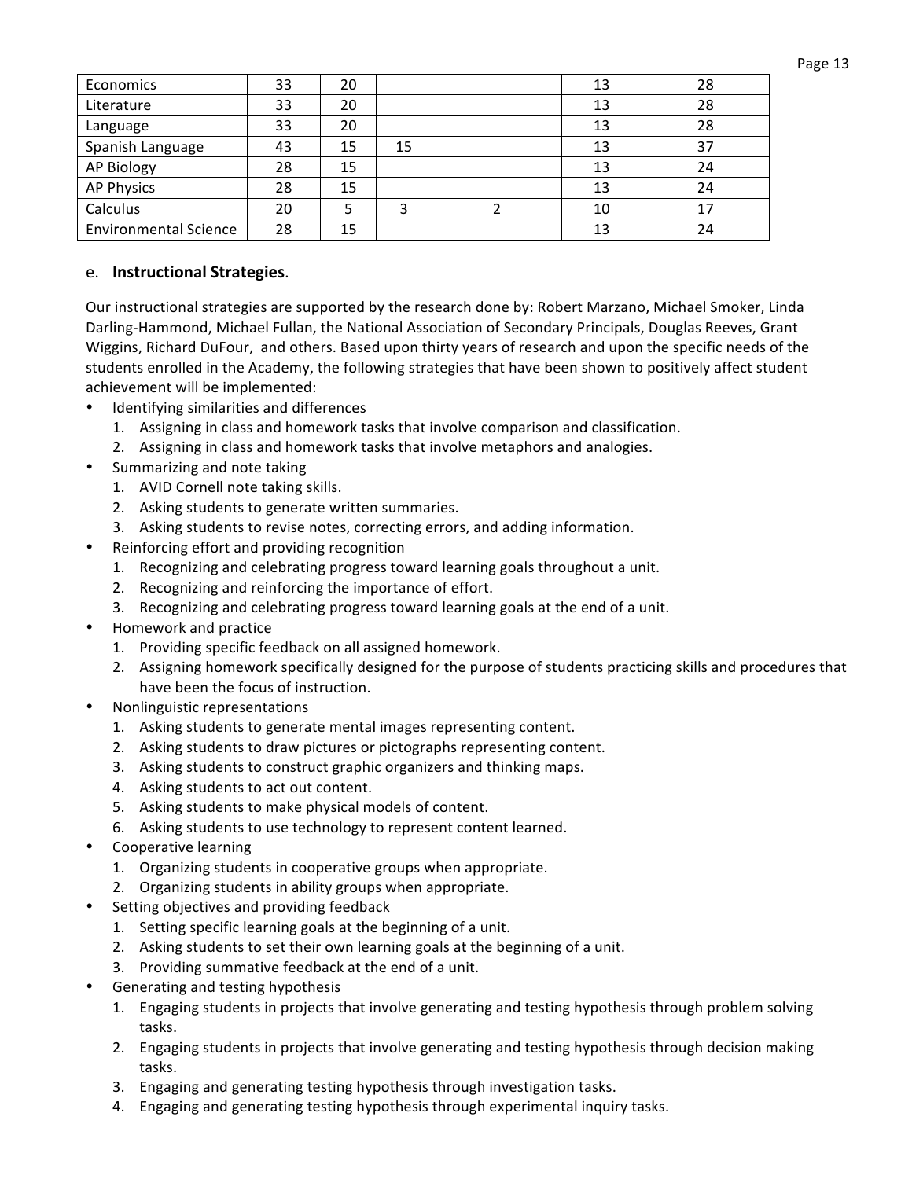| | | | | | | |
|---|---|---|---|---|---|---|
| Economics | 33 | 20 | | | 13 | 28 |
| Literature | 33 | 20 | | | 13 | 28 |
| Language | 33 | 20 | | | 13 | 28 |
| Spanish Language | 43 | 15 | 15 | | 13 | 37 |
| AP Biology | 28 | 15 | | | 13 | 24 |
| AP Physics | 28 | 15 | | | 13 | 24 |
| Calculus | 20 | 5 | 3 | 2 | 10 | 17 |
| Environmental Science | 28 | 15 | | | 13 | 24 |

e. **Instructional Strategies**.

Our instructional strategies are supported by the research done by: Robert Marzano, Michael Smoker, Linda Darling-Hammond, Michael Fullan, the National Association of Secondary Principals, Douglas Reeves, Grant Wiggins, Richard DuFour, and others. Based upon thirty years of research and upon the specific needs of the students enrolled in the Academy, the following strategies that have been shown to positively affect student achievement will be implemented:

- Identifying similarities and differences
  1. Assigning in class and homework tasks that involve comparison and classification.
  2. Assigning in class and homework tasks that involve metaphors and analogies.
- Summarizing and note taking
  1. AVID Cornell note taking skills.
  2. Asking students to generate written summaries.
  3. Asking students to revise notes, correcting errors, and adding information.
- Reinforcing effort and providing recognition
  1. Recognizing and celebrating progress toward learning goals throughout a unit.
  2. Recognizing and reinforcing the importance of effort.
  3. Recognizing and celebrating progress toward learning goals at the end of a unit.
- Homework and practice
  1. Providing specific feedback on all assigned homework.
  2. Assigning homework specifically designed for the purpose of students practicing skills and procedures that have been the focus of instruction.
- Nonlinguistic representations
  1. Asking students to generate mental images representing content.
  2. Asking students to draw pictures or pictographs representing content.
  3. Asking students to construct graphic organizers and thinking maps.
  4. Asking students to act out content.
  5. Asking students to make physical models of content.
  6. Asking students to use technology to represent content learned.
- Cooperative learning
  1. Organizing students in cooperative groups when appropriate.
  2. Organizing students in ability groups when appropriate.
- Setting objectives and providing feedback
  1. Setting specific learning goals at the beginning of a unit.
  2. Asking students to set their own learning goals at the beginning of a unit.
  3. Providing summative feedback at the end of a unit.
- Generating and testing hypothesis
  1. Engaging students in projects that involve generating and testing hypothesis through problem solving tasks.
  2. Engaging students in projects that involve generating and testing hypothesis through decision making tasks.
  3. Engaging and generating testing hypothesis through investigation tasks.
  4. Engaging and generating testing hypothesis through experimental inquiry tasks.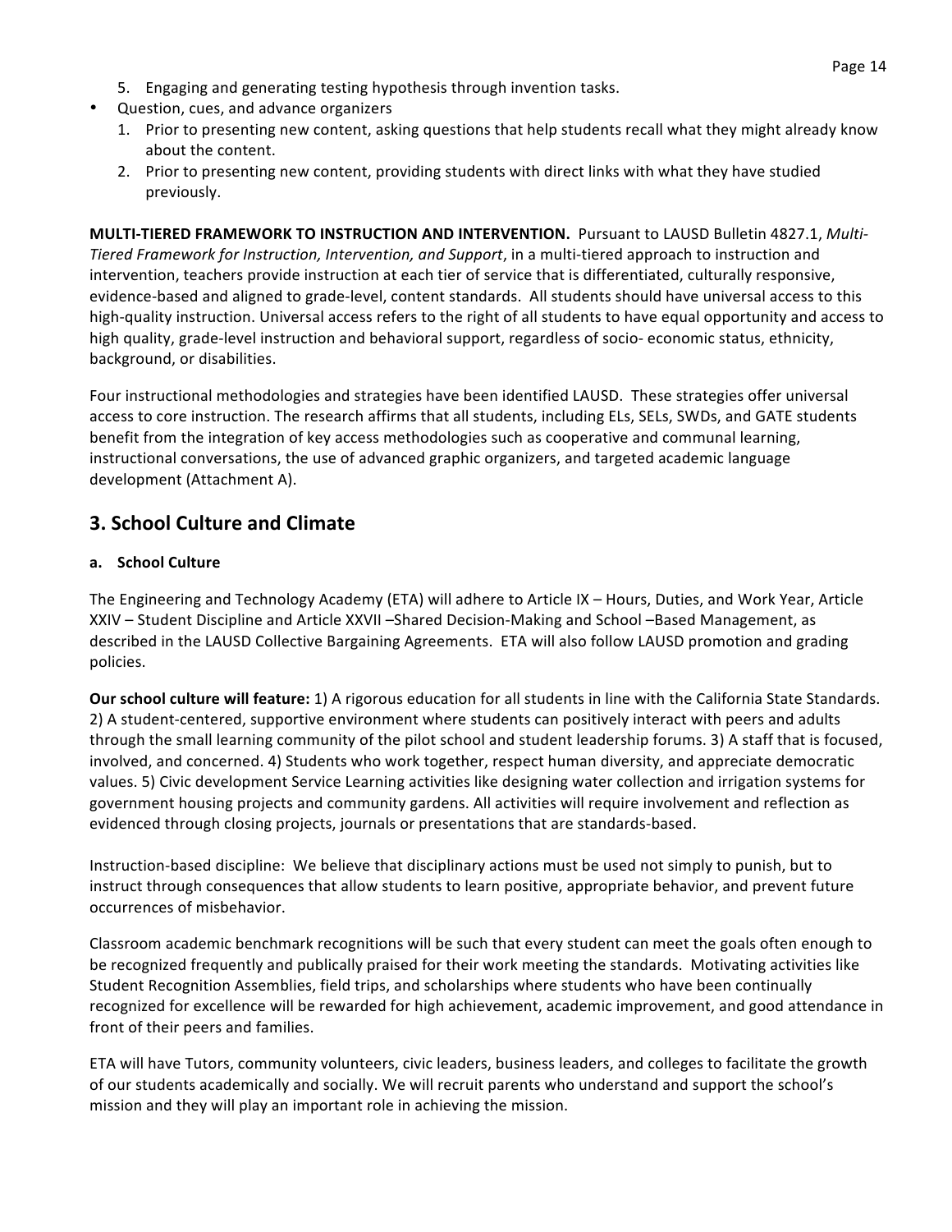5. Engaging and generating testing hypothesis through invention tasks.
- Question, cues, and advance organizers
   1. Prior to presenting new content, asking questions that help students recall what they might already know about the content.
   2. Prior to presenting new content, providing students with direct links with what they have studied previously.

**MULTI-TIERED FRAMEWORK TO INSTRUCTION AND INTERVENTION.** Pursuant to LAUSD Bulletin 4827.1, *Multi-Tiered Framework for Instruction, Intervention, and Support*, in a multi-tiered approach to instruction and intervention, teachers provide instruction at each tier of service that is differentiated, culturally responsive, evidence-based and aligned to grade-level, content standards. All students should have universal access to this high-quality instruction. Universal access refers to the right of all students to have equal opportunity and access to high quality, grade-level instruction and behavioral support, regardless of socio- economic status, ethnicity, background, or disabilities.

Four instructional methodologies and strategies have been identified LAUSD. These strategies offer universal access to core instruction. The research affirms that all students, including ELs, SELs, SWDs, and GATE students benefit from the integration of key access methodologies such as cooperative and communal learning, instructional conversations, the use of advanced graphic organizers, and targeted academic language development (Attachment A).

## 3. School Culture and Climate

### a. School Culture

The Engineering and Technology Academy (ETA) will adhere to Article IX – Hours, Duties, and Work Year, Article XXIV – Student Discipline and Article XXVII –Shared Decision-Making and School –Based Management, as described in the LAUSD Collective Bargaining Agreements. ETA will also follow LAUSD promotion and grading policies.

**Our school culture will feature:** 1) A rigorous education for all students in line with the California State Standards. 2) A student-centered, supportive environment where students can positively interact with peers and adults through the small learning community of the pilot school and student leadership forums. 3) A staff that is focused, involved, and concerned. 4) Students who work together, respect human diversity, and appreciate democratic values. 5) Civic development Service Learning activities like designing water collection and irrigation systems for government housing projects and community gardens. All activities will require involvement and reflection as evidenced through closing projects, journals or presentations that are standards-based.

Instruction-based discipline: We believe that disciplinary actions must be used not simply to punish, but to instruct through consequences that allow students to learn positive, appropriate behavior, and prevent future occurrences of misbehavior.

Classroom academic benchmark recognitions will be such that every student can meet the goals often enough to be recognized frequently and publically praised for their work meeting the standards. Motivating activities like Student Recognition Assemblies, field trips, and scholarships where students who have been continually recognized for excellence will be rewarded for high achievement, academic improvement, and good attendance in front of their peers and families.

ETA will have Tutors, community volunteers, civic leaders, business leaders, and colleges to facilitate the growth of our students academically and socially. We will recruit parents who understand and support the school's mission and they will play an important role in achieving the mission.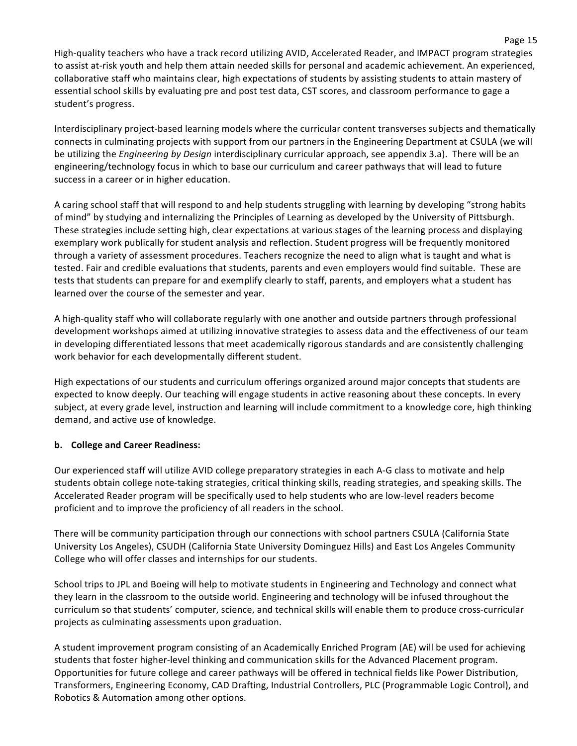High-quality teachers who have a track record utilizing AVID, Accelerated Reader, and IMPACT program strategies to assist at-risk youth and help them attain needed skills for personal and academic achievement. An experienced, collaborative staff who maintains clear, high expectations of students by assisting students to attain mastery of essential school skills by evaluating pre and post test data, CST scores, and classroom performance to gage a student's progress.

Interdisciplinary project-based learning models where the curricular content transverses subjects and thematically connects in culminating projects with support from our partners in the Engineering Department at CSULA (we will be utilizing the *Engineering by Design* interdisciplinary curricular approach, see appendix 3.a). There will be an engineering/technology focus in which to base our curriculum and career pathways that will lead to future success in a career or in higher education.

A caring school staff that will respond to and help students struggling with learning by developing "strong habits of mind" by studying and internalizing the Principles of Learning as developed by the University of Pittsburgh. These strategies include setting high, clear expectations at various stages of the learning process and displaying exemplary work publically for student analysis and reflection. Student progress will be frequently monitored through a variety of assessment procedures. Teachers recognize the need to align what is taught and what is tested. Fair and credible evaluations that students, parents and even employers would find suitable. These are tests that students can prepare for and exemplify clearly to staff, parents, and employers what a student has learned over the course of the semester and year.

A high-quality staff who will collaborate regularly with one another and outside partners through professional development workshops aimed at utilizing innovative strategies to assess data and the effectiveness of our team in developing differentiated lessons that meet academically rigorous standards and are consistently challenging work behavior for each developmentally different student.

High expectations of our students and curriculum offerings organized around major concepts that students are expected to know deeply. Our teaching will engage students in active reasoning about these concepts. In every subject, at every grade level, instruction and learning will include commitment to a knowledge core, high thinking demand, and active use of knowledge.

**b. College and Career Readiness:**

Our experienced staff will utilize AVID college preparatory strategies in each A-G class to motivate and help students obtain college note-taking strategies, critical thinking skills, reading strategies, and speaking skills. The Accelerated Reader program will be specifically used to help students who are low-level readers become proficient and to improve the proficiency of all readers in the school.

There will be community participation through our connections with school partners CSULA (California State University Los Angeles), CSUDH (California State University Dominguez Hills) and East Los Angeles Community College who will offer classes and internships for our students.

School trips to JPL and Boeing will help to motivate students in Engineering and Technology and connect what they learn in the classroom to the outside world. Engineering and technology will be infused throughout the curriculum so that students' computer, science, and technical skills will enable them to produce cross-curricular projects as culminating assessments upon graduation.

A student improvement program consisting of an Academically Enriched Program (AE) will be used for achieving students that foster higher-level thinking and communication skills for the Advanced Placement program. Opportunities for future college and career pathways will be offered in technical fields like Power Distribution, Transformers, Engineering Economy, CAD Drafting, Industrial Controllers, PLC (Programmable Logic Control), and Robotics & Automation among other options.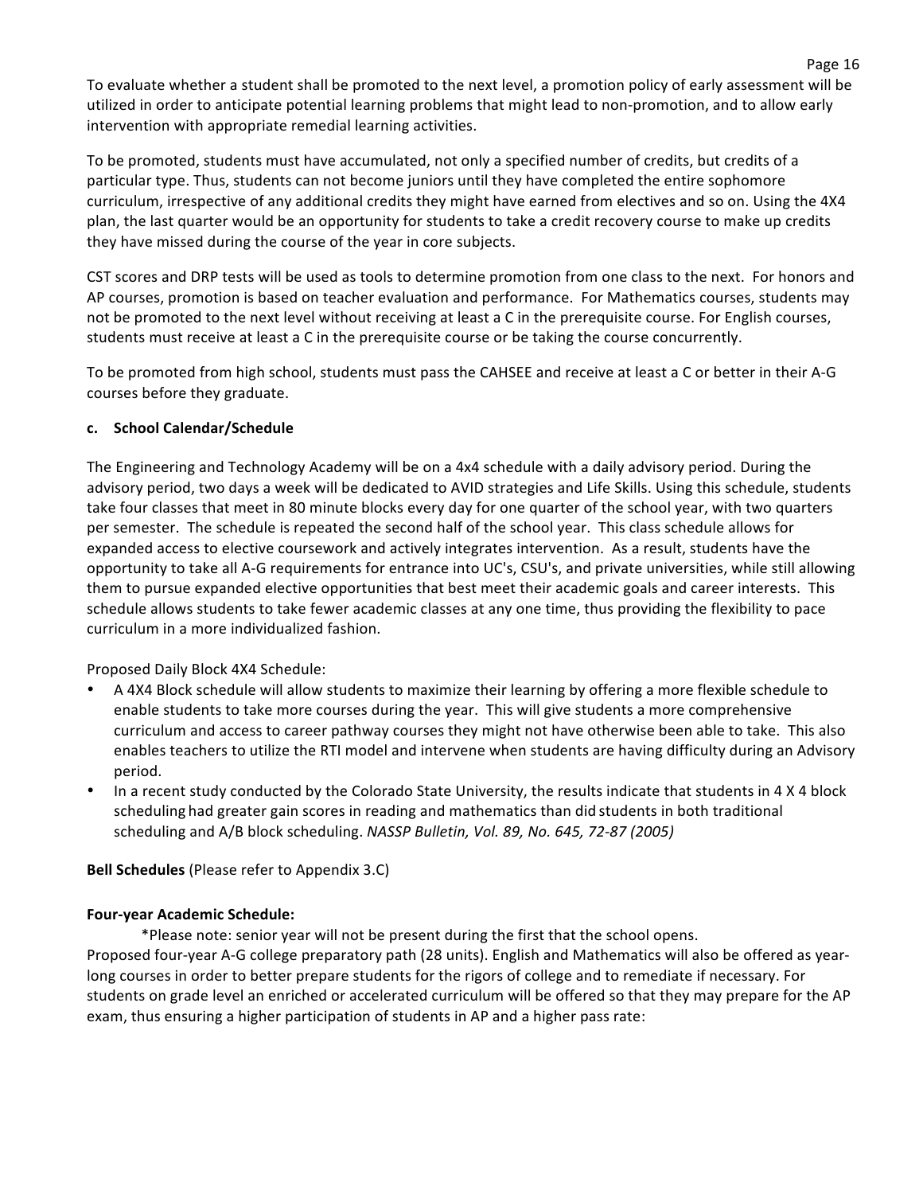To evaluate whether a student shall be promoted to the next level, a promotion policy of early assessment will be utilized in order to anticipate potential learning problems that might lead to non-promotion, and to allow early intervention with appropriate remedial learning activities.

To be promoted, students must have accumulated, not only a specified number of credits, but credits of a particular type. Thus, students can not become juniors until they have completed the entire sophomore curriculum, irrespective of any additional credits they might have earned from electives and so on. Using the 4X4 plan, the last quarter would be an opportunity for students to take a credit recovery course to make up credits they have missed during the course of the year in core subjects.

CST scores and DRP tests will be used as tools to determine promotion from one class to the next. For honors and AP courses, promotion is based on teacher evaluation and performance. For Mathematics courses, students may not be promoted to the next level without receiving at least a C in the prerequisite course. For English courses, students must receive at least a C in the prerequisite course or be taking the course concurrently.

To be promoted from high school, students must pass the CAHSEE and receive at least a C or better in their A-G courses before they graduate.

### c. School Calendar/Schedule

The Engineering and Technology Academy will be on a 4x4 schedule with a daily advisory period. During the advisory period, two days a week will be dedicated to AVID strategies and Life Skills. Using this schedule, students take four classes that meet in 80 minute blocks every day for one quarter of the school year, with two quarters per semester. The schedule is repeated the second half of the school year. This class schedule allows for expanded access to elective coursework and actively integrates intervention. As a result, students have the opportunity to take all A-G requirements for entrance into UC's, CSU's, and private universities, while still allowing them to pursue expanded elective opportunities that best meet their academic goals and career interests. This schedule allows students to take fewer academic classes at any one time, thus providing the flexibility to pace curriculum in a more individualized fashion.

Proposed Daily Block 4X4 Schedule:

- A 4X4 Block schedule will allow students to maximize their learning by offering a more flexible schedule to enable students to take more courses during the year. This will give students a more comprehensive curriculum and access to career pathway courses they might not have otherwise been able to take. This also enables teachers to utilize the RTI model and intervene when students are having difficulty during an Advisory period.
- In a recent study conducted by the Colorado State University, the results indicate that students in 4 X 4 block scheduling had greater gain scores in reading and mathematics than did students in both traditional scheduling and A/B block scheduling. *NASSP Bulletin, Vol. 89, No. 645, 72-87 (2005)*

**Bell Schedules** (Please refer to Appendix 3.C)

**Four-year Academic Schedule:**

*Please note: senior year will not be present during the first that the school opens.

Proposed four-year A-G college preparatory path (28 units). English and Mathematics will also be offered as year-long courses in order to better prepare students for the rigors of college and to remediate if necessary. For students on grade level an enriched or accelerated curriculum will be offered so that they may prepare for the AP exam, thus ensuring a higher participation of students in AP and a higher pass rate: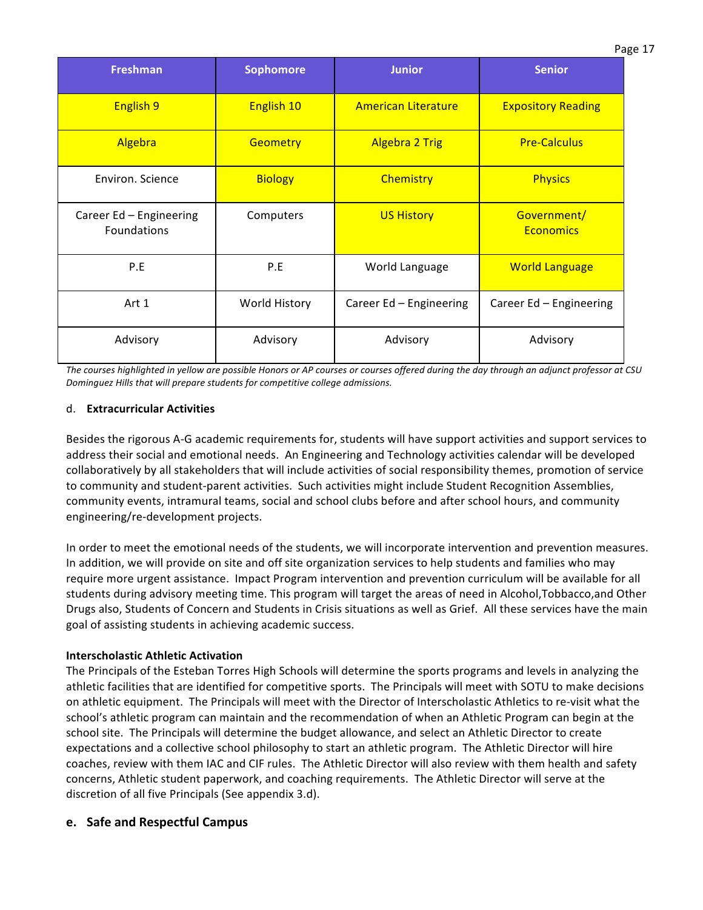| Freshman | Sophomore | Junior | Senior |
|---|---|---|---|
| English 9 | English 10 | American Literature | Expository Reading |
| Algebra | Geometry | Algebra 2 Trig | Pre-Calculus |
| Environ. Science | Biology | Chemistry | Physics |
| Career Ed – Engineering Foundations | Computers | US History | Government/ Economics |
| P.E | P.E | World Language | World Language |
| Art 1 | World History | Career Ed – Engineering | Career Ed – Engineering |
| Advisory | Advisory | Advisory | Advisory |

*The courses highlighted in yellow are possible Honors or AP courses or courses offered during the day through an adjunct professor at CSU Dominguez Hills that will prepare students for competitive college admissions.*

d. **Extracurricular Activities**

Besides the rigorous A-G academic requirements for, students will have support activities and support services to address their social and emotional needs. An Engineering and Technology activities calendar will be developed collaboratively by all stakeholders that will include activities of social responsibility themes, promotion of service to community and student-parent activities. Such activities might include Student Recognition Assemblies, community events, intramural teams, social and school clubs before and after school hours, and community engineering/re-development projects.

In order to meet the emotional needs of the students, we will incorporate intervention and prevention measures. In addition, we will provide on site and off site organization services to help students and families who may require more urgent assistance. Impact Program intervention and prevention curriculum will be available for all students during advisory meeting time. This program will target the areas of need in Alcohol,Tobbacco,and Other Drugs also, Students of Concern and Students in Crisis situations as well as Grief. All these services have the main goal of assisting students in achieving academic success.

**Interscholastic Athletic Activation**

The Principals of the Esteban Torres High Schools will determine the sports programs and levels in analyzing the athletic facilities that are identified for competitive sports. The Principals will meet with SOTU to make decisions on athletic equipment. The Principals will meet with the Director of Interscholastic Athletics to re-visit what the school's athletic program can maintain and the recommendation of when an Athletic Program can begin at the school site. The Principals will determine the budget allowance, and select an Athletic Director to create expectations and a collective school philosophy to start an athletic program. The Athletic Director will hire coaches, review with them IAC and CIF rules. The Athletic Director will also review with them health and safety concerns, Athletic student paperwork, and coaching requirements. The Athletic Director will serve at the discretion of all five Principals (See appendix 3.d).

## e. Safe and Respectful Campus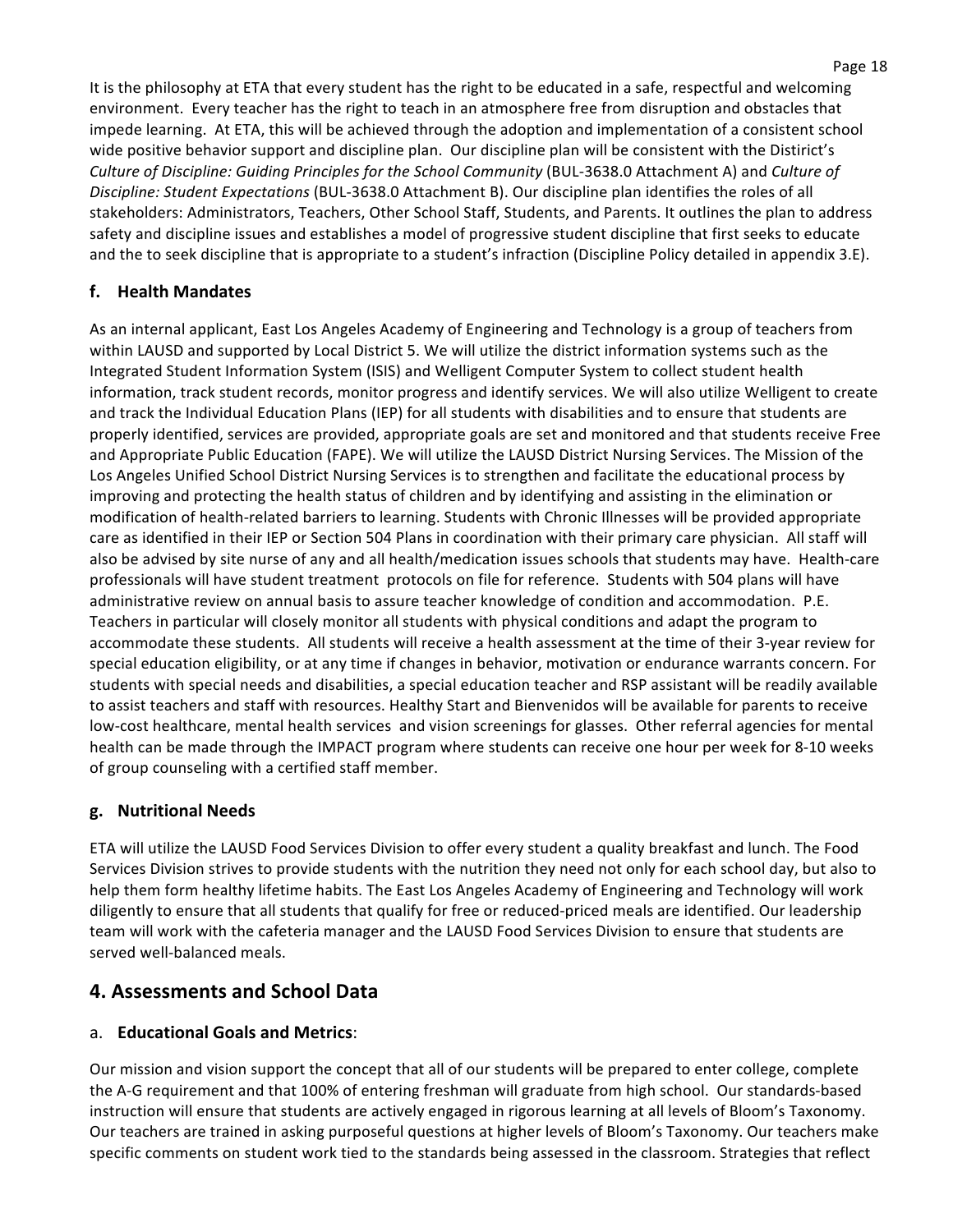It is the philosophy at ETA that every student has the right to be educated in a safe, respectful and welcoming environment. Every teacher has the right to teach in an atmosphere free from disruption and obstacles that impede learning. At ETA, this will be achieved through the adoption and implementation of a consistent school wide positive behavior support and discipline plan. Our discipline plan will be consistent with the Distirict's *Culture of Discipline: Guiding Principles for the School Community* (BUL-3638.0 Attachment A) and *Culture of Discipline: Student Expectations* (BUL-3638.0 Attachment B). Our discipline plan identifies the roles of all stakeholders: Administrators, Teachers, Other School Staff, Students, and Parents. It outlines the plan to address safety and discipline issues and establishes a model of progressive student discipline that first seeks to educate and the to seek discipline that is appropriate to a student's infraction (Discipline Policy detailed in appendix 3.E).

### f. Health Mandates

As an internal applicant, East Los Angeles Academy of Engineering and Technology is a group of teachers from within LAUSD and supported by Local District 5. We will utilize the district information systems such as the Integrated Student Information System (ISIS) and Welligent Computer System to collect student health information, track student records, monitor progress and identify services. We will also utilize Welligent to create and track the Individual Education Plans (IEP) for all students with disabilities and to ensure that students are properly identified, services are provided, appropriate goals are set and monitored and that students receive Free and Appropriate Public Education (FAPE). We will utilize the LAUSD District Nursing Services. The Mission of the Los Angeles Unified School District Nursing Services is to strengthen and facilitate the educational process by improving and protecting the health status of children and by identifying and assisting in the elimination or modification of health-related barriers to learning. Students with Chronic Illnesses will be provided appropriate care as identified in their IEP or Section 504 Plans in coordination with their primary care physician. All staff will also be advised by site nurse of any and all health/medication issues schools that students may have. Health-care professionals will have student treatment protocols on file for reference. Students with 504 plans will have administrative review on annual basis to assure teacher knowledge of condition and accommodation. P.E. Teachers in particular will closely monitor all students with physical conditions and adapt the program to accommodate these students. All students will receive a health assessment at the time of their 3-year review for special education eligibility, or at any time if changes in behavior, motivation or endurance warrants concern. For students with special needs and disabilities, a special education teacher and RSP assistant will be readily available to assist teachers and staff with resources. Healthy Start and Bienvenidos will be available for parents to receive low-cost healthcare, mental health services and vision screenings for glasses. Other referral agencies for mental health can be made through the IMPACT program where students can receive one hour per week for 8-10 weeks of group counseling with a certified staff member.

### g. Nutritional Needs

ETA will utilize the LAUSD Food Services Division to offer every student a quality breakfast and lunch. The Food Services Division strives to provide students with the nutrition they need not only for each school day, but also to help them form healthy lifetime habits. The East Los Angeles Academy of Engineering and Technology will work diligently to ensure that all students that qualify for free or reduced-priced meals are identified. Our leadership team will work with the cafeteria manager and the LAUSD Food Services Division to ensure that students are served well-balanced meals.

## 4. Assessments and School Data

### a. Educational Goals and Metrics:

Our mission and vision support the concept that all of our students will be prepared to enter college, complete the A-G requirement and that 100% of entering freshman will graduate from high school. Our standards-based instruction will ensure that students are actively engaged in rigorous learning at all levels of Bloom's Taxonomy. Our teachers are trained in asking purposeful questions at higher levels of Bloom's Taxonomy. Our teachers make specific comments on student work tied to the standards being assessed in the classroom. Strategies that reflect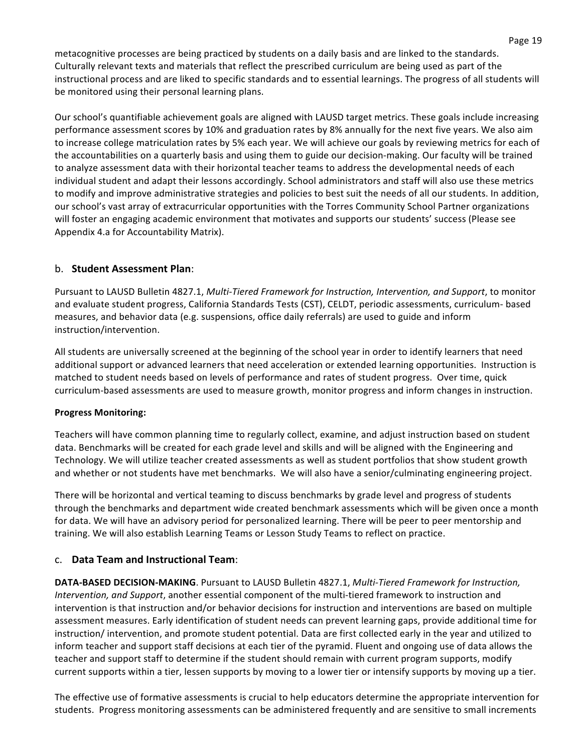metacognitive processes are being practiced by students on a daily basis and are linked to the standards. Culturally relevant texts and materials that reflect the prescribed curriculum are being used as part of the instructional process and are liked to specific standards and to essential learnings. The progress of all students will be monitored using their personal learning plans.

Our school's quantifiable achievement goals are aligned with LAUSD target metrics. These goals include increasing performance assessment scores by 10% and graduation rates by 8% annually for the next five years. We also aim to increase college matriculation rates by 5% each year. We will achieve our goals by reviewing metrics for each of the accountabilities on a quarterly basis and using them to guide our decision-making. Our faculty will be trained to analyze assessment data with their horizontal teacher teams to address the developmental needs of each individual student and adapt their lessons accordingly. School administrators and staff will also use these metrics to modify and improve administrative strategies and policies to best suit the needs of all our students. In addition, our school's vast array of extracurricular opportunities with the Torres Community School Partner organizations will foster an engaging academic environment that motivates and supports our students' success (Please see Appendix 4.a for Accountability Matrix).

## b. **Student Assessment Plan**:

Pursuant to LAUSD Bulletin 4827.1, *Multi-Tiered Framework for Instruction, Intervention, and Support*, to monitor and evaluate student progress, California Standards Tests (CST), CELDT, periodic assessments, curriculum- based measures, and behavior data (e.g. suspensions, office daily referrals) are used to guide and inform instruction/intervention.

All students are universally screened at the beginning of the school year in order to identify learners that need additional support or advanced learners that need acceleration or extended learning opportunities. Instruction is matched to student needs based on levels of performance and rates of student progress. Over time, quick curriculum-based assessments are used to measure growth, monitor progress and inform changes in instruction.

**Progress Monitoring:**

Teachers will have common planning time to regularly collect, examine, and adjust instruction based on student data. Benchmarks will be created for each grade level and skills and will be aligned with the Engineering and Technology. We will utilize teacher created assessments as well as student portfolios that show student growth and whether or not students have met benchmarks. We will also have a senior/culminating engineering project.

There will be horizontal and vertical teaming to discuss benchmarks by grade level and progress of students through the benchmarks and department wide created benchmark assessments which will be given once a month for data. We will have an advisory period for personalized learning. There will be peer to peer mentorship and training. We will also establish Learning Teams or Lesson Study Teams to reflect on practice.

## c. **Data Team and Instructional Team**:

**DATA-BASED DECISION-MAKING**. Pursuant to LAUSD Bulletin 4827.1, *Multi-Tiered Framework for Instruction, Intervention, and Support*, another essential component of the multi-tiered framework to instruction and intervention is that instruction and/or behavior decisions for instruction and interventions are based on multiple assessment measures. Early identification of student needs can prevent learning gaps, provide additional time for instruction/ intervention, and promote student potential. Data are first collected early in the year and utilized to inform teacher and support staff decisions at each tier of the pyramid. Fluent and ongoing use of data allows the teacher and support staff to determine if the student should remain with current program supports, modify current supports within a tier, lessen supports by moving to a lower tier or intensify supports by moving up a tier.

The effective use of formative assessments is crucial to help educators determine the appropriate intervention for students. Progress monitoring assessments can be administered frequently and are sensitive to small increments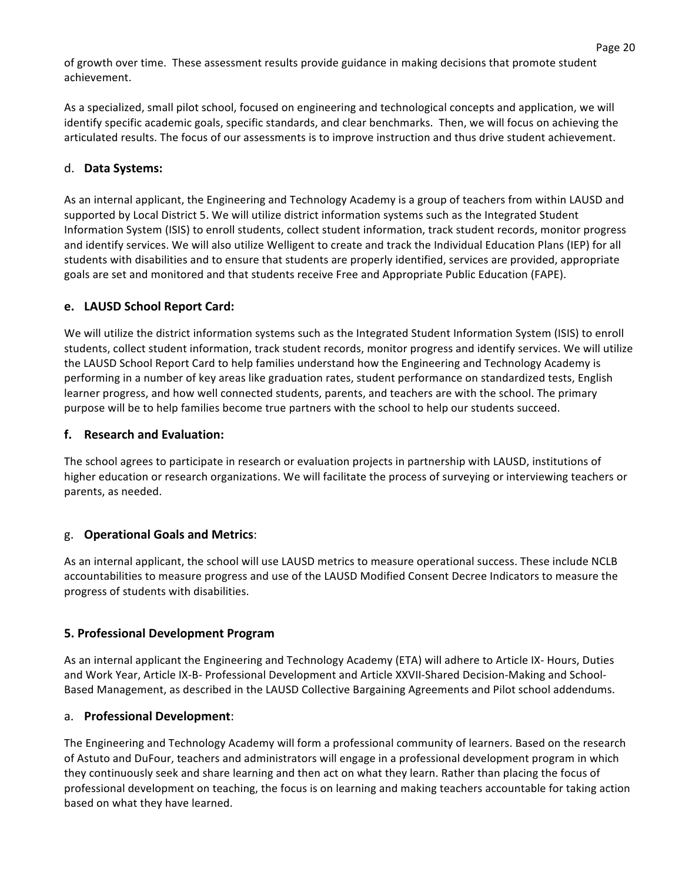of growth over time. These assessment results provide guidance in making decisions that promote student achievement.

As a specialized, small pilot school, focused on engineering and technological concepts and application, we will identify specific academic goals, specific standards, and clear benchmarks. Then, we will focus on achieving the articulated results. The focus of our assessments is to improve instruction and thus drive student achievement.

### d. **Data Systems:**

As an internal applicant, the Engineering and Technology Academy is a group of teachers from within LAUSD and supported by Local District 5. We will utilize district information systems such as the Integrated Student Information System (ISIS) to enroll students, collect student information, track student records, monitor progress and identify services. We will also utilize Welligent to create and track the Individual Education Plans (IEP) for all students with disabilities and to ensure that students are properly identified, services are provided, appropriate goals are set and monitored and that students receive Free and Appropriate Public Education (FAPE).

### e. **LAUSD School Report Card:**

We will utilize the district information systems such as the Integrated Student Information System (ISIS) to enroll students, collect student information, track student records, monitor progress and identify services. We will utilize the LAUSD School Report Card to help families understand how the Engineering and Technology Academy is performing in a number of key areas like graduation rates, student performance on standardized tests, English learner progress, and how well connected students, parents, and teachers are with the school. The primary purpose will be to help families become true partners with the school to help our students succeed.

### f. **Research and Evaluation:**

The school agrees to participate in research or evaluation projects in partnership with LAUSD, institutions of higher education or research organizations. We will facilitate the process of surveying or interviewing teachers or parents, as needed.

### g. **Operational Goals and Metrics**:

As an internal applicant, the school will use LAUSD metrics to measure operational success. These include NCLB accountabilities to measure progress and use of the LAUSD Modified Consent Decree Indicators to measure the progress of students with disabilities.

## 5. Professional Development Program

As an internal applicant the Engineering and Technology Academy (ETA) will adhere to Article IX- Hours, Duties and Work Year, Article IX-B- Professional Development and Article XXVII-Shared Decision-Making and School-Based Management, as described in the LAUSD Collective Bargaining Agreements and Pilot school addendums.

### a. **Professional Development**:

The Engineering and Technology Academy will form a professional community of learners. Based on the research of Astuto and DuFour, teachers and administrators will engage in a professional development program in which they continuously seek and share learning and then act on what they learn. Rather than placing the focus of professional development on teaching, the focus is on learning and making teachers accountable for taking action based on what they have learned.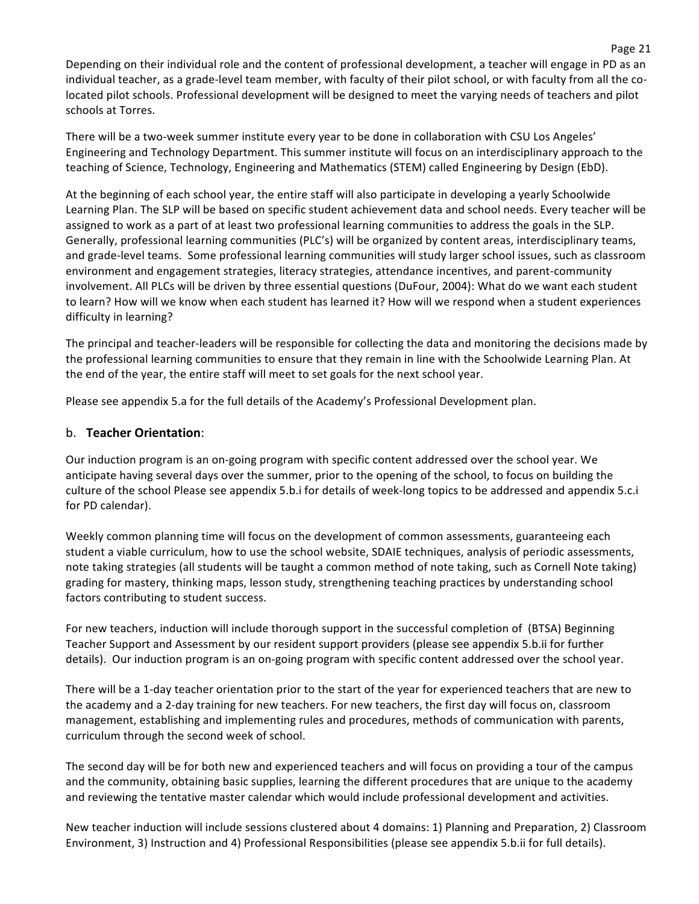Depending on their individual role and the content of professional development, a teacher will engage in PD as an individual teacher, as a grade-level team member, with faculty of their pilot school, or with faculty from all the co-located pilot schools. Professional development will be designed to meet the varying needs of teachers and pilot schools at Torres.

There will be a two-week summer institute every year to be done in collaboration with CSU Los Angeles' Engineering and Technology Department. This summer institute will focus on an interdisciplinary approach to the teaching of Science, Technology, Engineering and Mathematics (STEM) called Engineering by Design (EbD).

At the beginning of each school year, the entire staff will also participate in developing a yearly Schoolwide Learning Plan. The SLP will be based on specific student achievement data and school needs. Every teacher will be assigned to work as a part of at least two professional learning communities to address the goals in the SLP. Generally, professional learning communities (PLC's) will be organized by content areas, interdisciplinary teams, and grade-level teams. Some professional learning communities will study larger school issues, such as classroom environment and engagement strategies, literacy strategies, attendance incentives, and parent-community involvement. All PLCs will be driven by three essential questions (DuFour, 2004): What do we want each student to learn? How will we know when each student has learned it? How will we respond when a student experiences difficulty in learning?

The principal and teacher-leaders will be responsible for collecting the data and monitoring the decisions made by the professional learning communities to ensure that they remain in line with the Schoolwide Learning Plan. At the end of the year, the entire staff will meet to set goals for the next school year.

Please see appendix 5.a for the full details of the Academy's Professional Development plan.

## b. **Teacher Orientation**:

Our induction program is an on-going program with specific content addressed over the school year. We anticipate having several days over the summer, prior to the opening of the school, to focus on building the culture of the school Please see appendix 5.b.i for details of week-long topics to be addressed and appendix 5.c.i for PD calendar).

Weekly common planning time will focus on the development of common assessments, guaranteeing each student a viable curriculum, how to use the school website, SDAIE techniques, analysis of periodic assessments, note taking strategies (all students will be taught a common method of note taking, such as Cornell Note taking) grading for mastery, thinking maps, lesson study, strengthening teaching practices by understanding school factors contributing to student success.

For new teachers, induction will include thorough support in the successful completion of (BTSA) Beginning Teacher Support and Assessment by our resident support providers (please see appendix 5.b.ii for further details). Our induction program is an on-going program with specific content addressed over the school year.

There will be a 1-day teacher orientation prior to the start of the year for experienced teachers that are new to the academy and a 2-day training for new teachers. For new teachers, the first day will focus on, classroom management, establishing and implementing rules and procedures, methods of communication with parents, curriculum through the second week of school.

The second day will be for both new and experienced teachers and will focus on providing a tour of the campus and the community, obtaining basic supplies, learning the different procedures that are unique to the academy and reviewing the tentative master calendar which would include professional development and activities.

New teacher induction will include sessions clustered about 4 domains: 1) Planning and Preparation, 2) Classroom Environment, 3) Instruction and 4) Professional Responsibilities (please see appendix 5.b.ii for full details).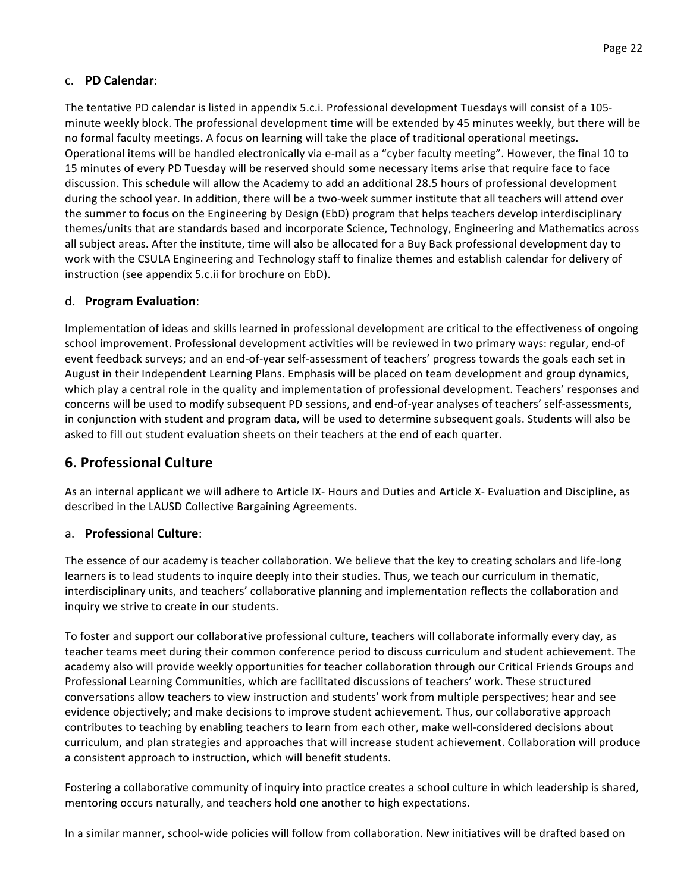c. **PD Calendar**:

The tentative PD calendar is listed in appendix 5.c.i. Professional development Tuesdays will consist of a 105-minute weekly block. The professional development time will be extended by 45 minutes weekly, but there will be no formal faculty meetings. A focus on learning will take the place of traditional operational meetings. Operational items will be handled electronically via e-mail as a "cyber faculty meeting". However, the final 10 to 15 minutes of every PD Tuesday will be reserved should some necessary items arise that require face to face discussion. This schedule will allow the Academy to add an additional 28.5 hours of professional development during the school year. In addition, there will be a two-week summer institute that all teachers will attend over the summer to focus on the Engineering by Design (EbD) program that helps teachers develop interdisciplinary themes/units that are standards based and incorporate Science, Technology, Engineering and Mathematics across all subject areas. After the institute, time will also be allocated for a Buy Back professional development day to work with the CSULA Engineering and Technology staff to finalize themes and establish calendar for delivery of instruction (see appendix 5.c.ii for brochure on EbD).

d. **Program Evaluation**:

Implementation of ideas and skills learned in professional development are critical to the effectiveness of ongoing school improvement. Professional development activities will be reviewed in two primary ways: regular, end-of event feedback surveys; and an end-of-year self-assessment of teachers' progress towards the goals each set in August in their Independent Learning Plans. Emphasis will be placed on team development and group dynamics, which play a central role in the quality and implementation of professional development. Teachers' responses and concerns will be used to modify subsequent PD sessions, and end-of-year analyses of teachers' self-assessments, in conjunction with student and program data, will be used to determine subsequent goals. Students will also be asked to fill out student evaluation sheets on their teachers at the end of each quarter.

## 6. Professional Culture

As an internal applicant we will adhere to Article IX- Hours and Duties and Article X- Evaluation and Discipline, as described in the LAUSD Collective Bargaining Agreements.

a. **Professional Culture**:

The essence of our academy is teacher collaboration. We believe that the key to creating scholars and life-long learners is to lead students to inquire deeply into their studies. Thus, we teach our curriculum in thematic, interdisciplinary units, and teachers' collaborative planning and implementation reflects the collaboration and inquiry we strive to create in our students.

To foster and support our collaborative professional culture, teachers will collaborate informally every day, as teacher teams meet during their common conference period to discuss curriculum and student achievement. The academy also will provide weekly opportunities for teacher collaboration through our Critical Friends Groups and Professional Learning Communities, which are facilitated discussions of teachers' work. These structured conversations allow teachers to view instruction and students' work from multiple perspectives; hear and see evidence objectively; and make decisions to improve student achievement. Thus, our collaborative approach contributes to teaching by enabling teachers to learn from each other, make well-considered decisions about curriculum, and plan strategies and approaches that will increase student achievement. Collaboration will produce a consistent approach to instruction, which will benefit students.

Fostering a collaborative community of inquiry into practice creates a school culture in which leadership is shared, mentoring occurs naturally, and teachers hold one another to high expectations.

In a similar manner, school-wide policies will follow from collaboration. New initiatives will be drafted based on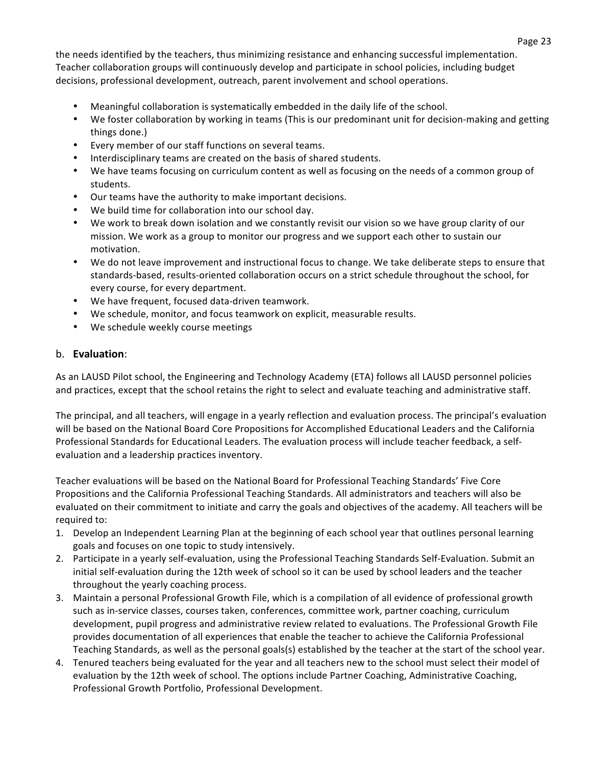the needs identified by the teachers, thus minimizing resistance and enhancing successful implementation. Teacher collaboration groups will continuously develop and participate in school policies, including budget decisions, professional development, outreach, parent involvement and school operations.

- Meaningful collaboration is systematically embedded in the daily life of the school.
- We foster collaboration by working in teams (This is our predominant unit for decision-making and getting things done.)
- Every member of our staff functions on several teams.
- Interdisciplinary teams are created on the basis of shared students.
- We have teams focusing on curriculum content as well as focusing on the needs of a common group of students.
- Our teams have the authority to make important decisions.
- We build time for collaboration into our school day.
- We work to break down isolation and we constantly revisit our vision so we have group clarity of our mission. We work as a group to monitor our progress and we support each other to sustain our motivation.
- We do not leave improvement and instructional focus to change. We take deliberate steps to ensure that standards-based, results-oriented collaboration occurs on a strict schedule throughout the school, for every course, for every department.
- We have frequent, focused data-driven teamwork.
- We schedule, monitor, and focus teamwork on explicit, measurable results.
- We schedule weekly course meetings

## b. **Evaluation**:

As an LAUSD Pilot school, the Engineering and Technology Academy (ETA) follows all LAUSD personnel policies and practices, except that the school retains the right to select and evaluate teaching and administrative staff.

The principal, and all teachers, will engage in a yearly reflection and evaluation process. The principal's evaluation will be based on the National Board Core Propositions for Accomplished Educational Leaders and the California Professional Standards for Educational Leaders. The evaluation process will include teacher feedback, a self-evaluation and a leadership practices inventory.

Teacher evaluations will be based on the National Board for Professional Teaching Standards' Five Core Propositions and the California Professional Teaching Standards. All administrators and teachers will also be evaluated on their commitment to initiate and carry the goals and objectives of the academy. All teachers will be required to:

1. Develop an Independent Learning Plan at the beginning of each school year that outlines personal learning goals and focuses on one topic to study intensively.
2. Participate in a yearly self-evaluation, using the Professional Teaching Standards Self-Evaluation. Submit an initial self-evaluation during the 12th week of school so it can be used by school leaders and the teacher throughout the yearly coaching process.
3. Maintain a personal Professional Growth File, which is a compilation of all evidence of professional growth such as in-service classes, courses taken, conferences, committee work, partner coaching, curriculum development, pupil progress and administrative review related to evaluations. The Professional Growth File provides documentation of all experiences that enable the teacher to achieve the California Professional Teaching Standards, as well as the personal goals(s) established by the teacher at the start of the school year.
4. Tenured teachers being evaluated for the year and all teachers new to the school must select their model of evaluation by the 12th week of school. The options include Partner Coaching, Administrative Coaching, Professional Growth Portfolio, Professional Development.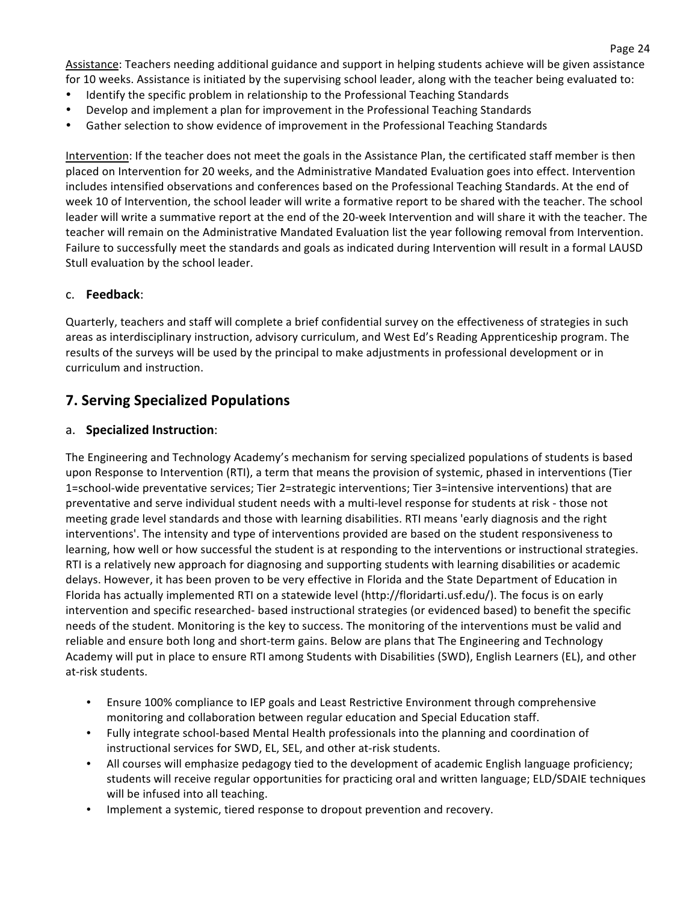<u>Assistance</u>: Teachers needing additional guidance and support in helping students achieve will be given assistance for 10 weeks. Assistance is initiated by the supervising school leader, along with the teacher being evaluated to:

- Identify the specific problem in relationship to the Professional Teaching Standards
- Develop and implement a plan for improvement in the Professional Teaching Standards
- Gather selection to show evidence of improvement in the Professional Teaching Standards

<u>Intervention</u>: If the teacher does not meet the goals in the Assistance Plan, the certificated staff member is then placed on Intervention for 20 weeks, and the Administrative Mandated Evaluation goes into effect. Intervention includes intensified observations and conferences based on the Professional Teaching Standards. At the end of week 10 of Intervention, the school leader will write a formative report to be shared with the teacher. The school leader will write a summative report at the end of the 20-week Intervention and will share it with the teacher. The teacher will remain on the Administrative Mandated Evaluation list the year following removal from Intervention. Failure to successfully meet the standards and goals as indicated during Intervention will result in a formal LAUSD Stull evaluation by the school leader.

### c. **Feedback**:

Quarterly, teachers and staff will complete a brief confidential survey on the effectiveness of strategies in such areas as interdisciplinary instruction, advisory curriculum, and West Ed's Reading Apprenticeship program. The results of the surveys will be used by the principal to make adjustments in professional development or in curriculum and instruction.

## 7. Serving Specialized Populations

### a. **Specialized Instruction**:

The Engineering and Technology Academy's mechanism for serving specialized populations of students is based upon Response to Intervention (RTI), a term that means the provision of systemic, phased in interventions (Tier 1=school-wide preventative services; Tier 2=strategic interventions; Tier 3=intensive interventions) that are preventative and serve individual student needs with a multi-level response for students at risk - those not meeting grade level standards and those with learning disabilities. RTI means 'early diagnosis and the right interventions'. The intensity and type of interventions provided are based on the student responsiveness to learning, how well or how successful the student is at responding to the interventions or instructional strategies. RTI is a relatively new approach for diagnosing and supporting students with learning disabilities or academic delays. However, it has been proven to be very effective in Florida and the State Department of Education in Florida has actually implemented RTI on a statewide level (http://floridarti.usf.edu/). The focus is on early intervention and specific researched- based instructional strategies (or evidenced based) to benefit the specific needs of the student. Monitoring is the key to success. The monitoring of the interventions must be valid and reliable and ensure both long and short-term gains. Below are plans that The Engineering and Technology Academy will put in place to ensure RTI among Students with Disabilities (SWD), English Learners (EL), and other at-risk students.

- Ensure 100% compliance to IEP goals and Least Restrictive Environment through comprehensive monitoring and collaboration between regular education and Special Education staff.
- Fully integrate school-based Mental Health professionals into the planning and coordination of instructional services for SWD, EL, SEL, and other at-risk students.
- All courses will emphasize pedagogy tied to the development of academic English language proficiency; students will receive regular opportunities for practicing oral and written language; ELD/SDAIE techniques will be infused into all teaching.
- Implement a systemic, tiered response to dropout prevention and recovery.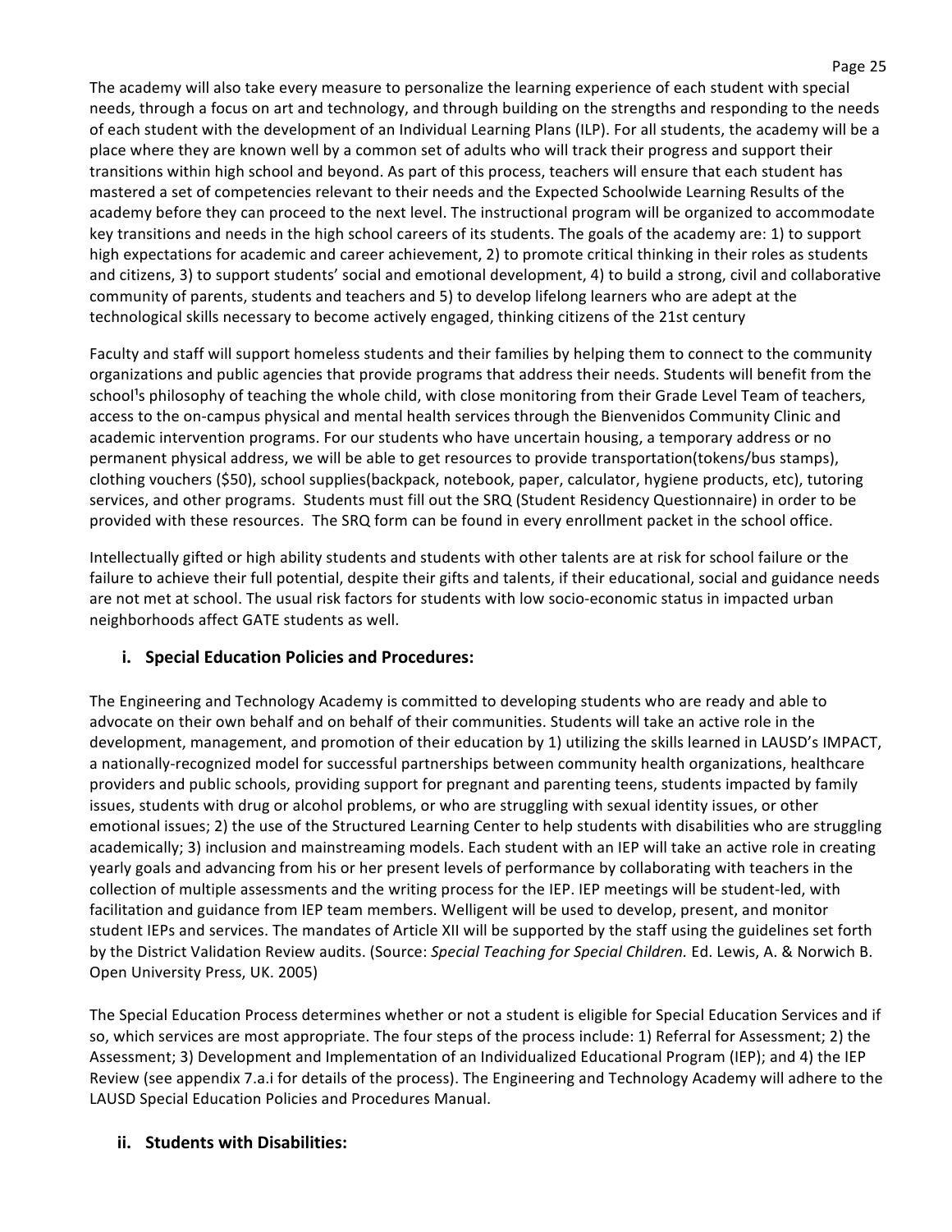The academy will also take every measure to personalize the learning experience of each student with special needs, through a focus on art and technology, and through building on the strengths and responding to the needs of each student with the development of an Individual Learning Plans (ILP). For all students, the academy will be a place where they are known well by a common set of adults who will track their progress and support their transitions within high school and beyond. As part of this process, teachers will ensure that each student has mastered a set of competencies relevant to their needs and the Expected Schoolwide Learning Results of the academy before they can proceed to the next level. The instructional program will be organized to accommodate key transitions and needs in the high school careers of its students. The goals of the academy are: 1) to support high expectations for academic and career achievement, 2) to promote critical thinking in their roles as students and citizens, 3) to support students' social and emotional development, 4) to build a strong, civil and collaborative community of parents, students and teachers and 5) to develop lifelong learners who are adept at the technological skills necessary to become actively engaged, thinking citizens of the 21st century

Faculty and staff will support homeless students and their families by helping them to connect to the community organizations and public agencies that provide programs that address their needs. Students will benefit from the school¹s philosophy of teaching the whole child, with close monitoring from their Grade Level Team of teachers, access to the on-campus physical and mental health services through the Bienvenidos Community Clinic and academic intervention programs. For our students who have uncertain housing, a temporary address or no permanent physical address, we will be able to get resources to provide transportation(tokens/bus stamps), clothing vouchers ($50), school supplies(backpack, notebook, paper, calculator, hygiene products, etc), tutoring services, and other programs. Students must fill out the SRQ (Student Residency Questionnaire) in order to be provided with these resources. The SRQ form can be found in every enrollment packet in the school office.

Intellectually gifted or high ability students and students with other talents are at risk for school failure or the failure to achieve their full potential, despite their gifts and talents, if their educational, social and guidance needs are not met at school. The usual risk factors for students with low socio-economic status in impacted urban neighborhoods affect GATE students as well.

### i. Special Education Policies and Procedures:

The Engineering and Technology Academy is committed to developing students who are ready and able to advocate on their own behalf and on behalf of their communities. Students will take an active role in the development, management, and promotion of their education by 1) utilizing the skills learned in LAUSD's IMPACT, a nationally-recognized model for successful partnerships between community health organizations, healthcare providers and public schools, providing support for pregnant and parenting teens, students impacted by family issues, students with drug or alcohol problems, or who are struggling with sexual identity issues, or other emotional issues; 2) the use of the Structured Learning Center to help students with disabilities who are struggling academically; 3) inclusion and mainstreaming models. Each student with an IEP will take an active role in creating yearly goals and advancing from his or her present levels of performance by collaborating with teachers in the collection of multiple assessments and the writing process for the IEP. IEP meetings will be student-led, with facilitation and guidance from IEP team members. Welligent will be used to develop, present, and monitor student IEPs and services. The mandates of Article XII will be supported by the staff using the guidelines set forth by the District Validation Review audits. (Source: *Special Teaching for Special Children.* Ed. Lewis, A. & Norwich B. Open University Press, UK. 2005)

The Special Education Process determines whether or not a student is eligible for Special Education Services and if so, which services are most appropriate. The four steps of the process include: 1) Referral for Assessment; 2) the Assessment; 3) Development and Implementation of an Individualized Educational Program (IEP); and 4) the IEP Review (see appendix 7.a.i for details of the process). The Engineering and Technology Academy will adhere to the LAUSD Special Education Policies and Procedures Manual.

### ii. Students with Disabilities: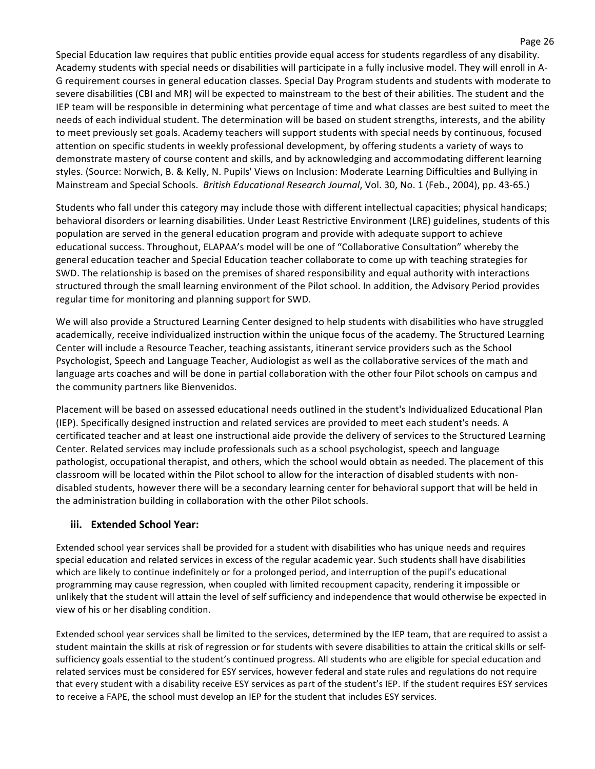Special Education law requires that public entities provide equal access for students regardless of any disability. Academy students with special needs or disabilities will participate in a fully inclusive model. They will enroll in A-G requirement courses in general education classes. Special Day Program students and students with moderate to severe disabilities (CBI and MR) will be expected to mainstream to the best of their abilities. The student and the IEP team will be responsible in determining what percentage of time and what classes are best suited to meet the needs of each individual student. The determination will be based on student strengths, interests, and the ability to meet previously set goals. Academy teachers will support students with special needs by continuous, focused attention on specific students in weekly professional development, by offering students a variety of ways to demonstrate mastery of course content and skills, and by acknowledging and accommodating different learning styles. (Source: Norwich, B. & Kelly, N. Pupils' Views on Inclusion: Moderate Learning Difficulties and Bullying in Mainstream and Special Schools. *British Educational Research Journal*, Vol. 30, No. 1 (Feb., 2004), pp. 43-65.)

Students who fall under this category may include those with different intellectual capacities; physical handicaps; behavioral disorders or learning disabilities. Under Least Restrictive Environment (LRE) guidelines, students of this population are served in the general education program and provide with adequate support to achieve educational success. Throughout, ELAPAA's model will be one of "Collaborative Consultation" whereby the general education teacher and Special Education teacher collaborate to come up with teaching strategies for SWD. The relationship is based on the premises of shared responsibility and equal authority with interactions structured through the small learning environment of the Pilot school. In addition, the Advisory Period provides regular time for monitoring and planning support for SWD.

We will also provide a Structured Learning Center designed to help students with disabilities who have struggled academically, receive individualized instruction within the unique focus of the academy. The Structured Learning Center will include a Resource Teacher, teaching assistants, itinerant service providers such as the School Psychologist, Speech and Language Teacher, Audiologist as well as the collaborative services of the math and language arts coaches and will be done in partial collaboration with the other four Pilot schools on campus and the community partners like Bienvenidos.

Placement will be based on assessed educational needs outlined in the student's Individualized Educational Plan (IEP). Specifically designed instruction and related services are provided to meet each student's needs. A certificated teacher and at least one instructional aide provide the delivery of services to the Structured Learning Center. Related services may include professionals such as a school psychologist, speech and language pathologist, occupational therapist, and others, which the school would obtain as needed. The placement of this classroom will be located within the Pilot school to allow for the interaction of disabled students with non-disabled students, however there will be a secondary learning center for behavioral support that will be held in the administration building in collaboration with the other Pilot schools.

### iii. Extended School Year:

Extended school year services shall be provided for a student with disabilities who has unique needs and requires special education and related services in excess of the regular academic year. Such students shall have disabilities which are likely to continue indefinitely or for a prolonged period, and interruption of the pupil's educational programming may cause regression, when coupled with limited recoupment capacity, rendering it impossible or unlikely that the student will attain the level of self sufficiency and independence that would otherwise be expected in view of his or her disabling condition.

Extended school year services shall be limited to the services, determined by the IEP team, that are required to assist a student maintain the skills at risk of regression or for students with severe disabilities to attain the critical skills or self-sufficiency goals essential to the student's continued progress. All students who are eligible for special education and related services must be considered for ESY services, however federal and state rules and regulations do not require that every student with a disability receive ESY services as part of the student's IEP. If the student requires ESY services to receive a FAPE, the school must develop an IEP for the student that includes ESY services.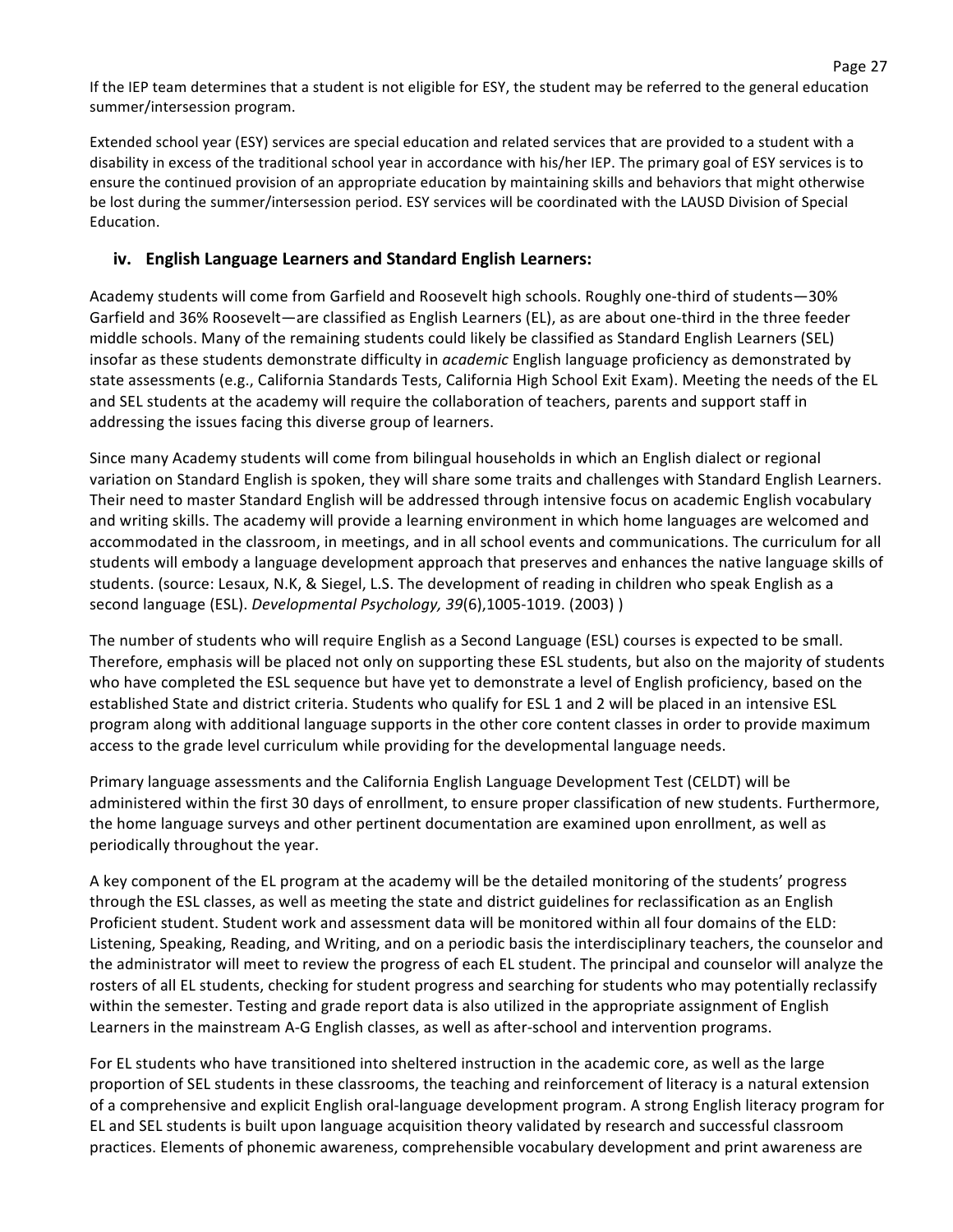If the IEP team determines that a student is not eligible for ESY, the student may be referred to the general education summer/intersession program.

Extended school year (ESY) services are special education and related services that are provided to a student with a disability in excess of the traditional school year in accordance with his/her IEP. The primary goal of ESY services is to ensure the continued provision of an appropriate education by maintaining skills and behaviors that might otherwise be lost during the summer/intersession period. ESY services will be coordinated with the LAUSD Division of Special Education.

### iv. English Language Learners and Standard English Learners:

Academy students will come from Garfield and Roosevelt high schools. Roughly one-third of students—30% Garfield and 36% Roosevelt—are classified as English Learners (EL), as are about one-third in the three feeder middle schools. Many of the remaining students could likely be classified as Standard English Learners (SEL) insofar as these students demonstrate difficulty in *academic* English language proficiency as demonstrated by state assessments (e.g., California Standards Tests, California High School Exit Exam). Meeting the needs of the EL and SEL students at the academy will require the collaboration of teachers, parents and support staff in addressing the issues facing this diverse group of learners.

Since many Academy students will come from bilingual households in which an English dialect or regional variation on Standard English is spoken, they will share some traits and challenges with Standard English Learners. Their need to master Standard English will be addressed through intensive focus on academic English vocabulary and writing skills. The academy will provide a learning environment in which home languages are welcomed and accommodated in the classroom, in meetings, and in all school events and communications. The curriculum for all students will embody a language development approach that preserves and enhances the native language skills of students. (source: Lesaux, N.K, & Siegel, L.S. The development of reading in children who speak English as a second language (ESL). *Developmental Psychology, 39*(6),1005-1019. (2003) )

The number of students who will require English as a Second Language (ESL) courses is expected to be small. Therefore, emphasis will be placed not only on supporting these ESL students, but also on the majority of students who have completed the ESL sequence but have yet to demonstrate a level of English proficiency, based on the established State and district criteria. Students who qualify for ESL 1 and 2 will be placed in an intensive ESL program along with additional language supports in the other core content classes in order to provide maximum access to the grade level curriculum while providing for the developmental language needs.

Primary language assessments and the California English Language Development Test (CELDT) will be administered within the first 30 days of enrollment, to ensure proper classification of new students. Furthermore, the home language surveys and other pertinent documentation are examined upon enrollment, as well as periodically throughout the year.

A key component of the EL program at the academy will be the detailed monitoring of the students' progress through the ESL classes, as well as meeting the state and district guidelines for reclassification as an English Proficient student. Student work and assessment data will be monitored within all four domains of the ELD: Listening, Speaking, Reading, and Writing, and on a periodic basis the interdisciplinary teachers, the counselor and the administrator will meet to review the progress of each EL student. The principal and counselor will analyze the rosters of all EL students, checking for student progress and searching for students who may potentially reclassify within the semester. Testing and grade report data is also utilized in the appropriate assignment of English Learners in the mainstream A-G English classes, as well as after-school and intervention programs.

For EL students who have transitioned into sheltered instruction in the academic core, as well as the large proportion of SEL students in these classrooms, the teaching and reinforcement of literacy is a natural extension of a comprehensive and explicit English oral-language development program. A strong English literacy program for EL and SEL students is built upon language acquisition theory validated by research and successful classroom practices. Elements of phonemic awareness, comprehensible vocabulary development and print awareness are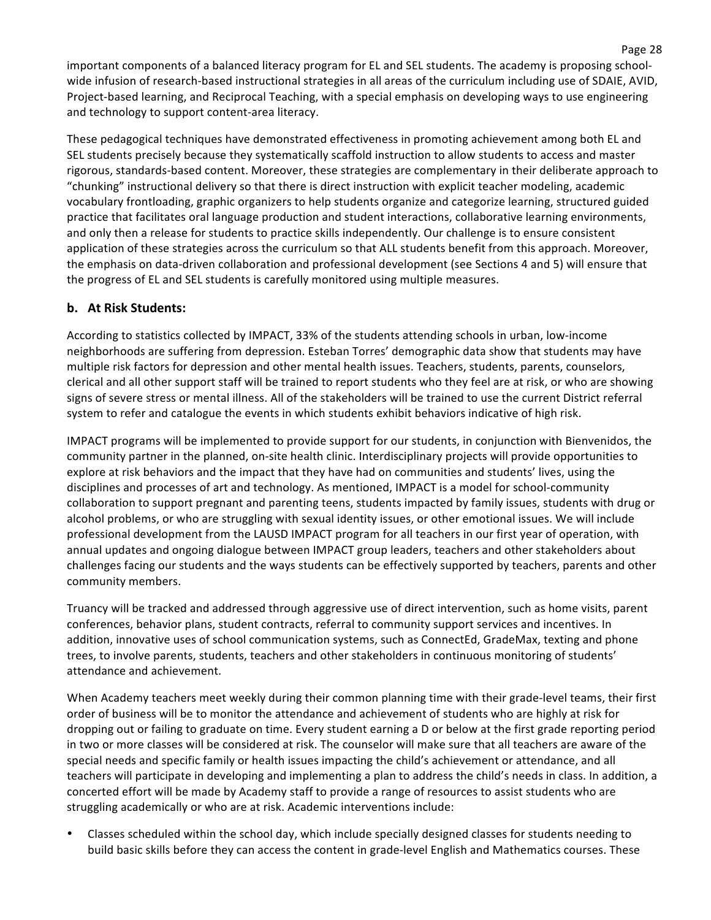important components of a balanced literacy program for EL and SEL students. The academy is proposing school-wide infusion of research-based instructional strategies in all areas of the curriculum including use of SDAIE, AVID, Project-based learning, and Reciprocal Teaching, with a special emphasis on developing ways to use engineering and technology to support content-area literacy.

These pedagogical techniques have demonstrated effectiveness in promoting achievement among both EL and SEL students precisely because they systematically scaffold instruction to allow students to access and master rigorous, standards-based content. Moreover, these strategies are complementary in their deliberate approach to "chunking" instructional delivery so that there is direct instruction with explicit teacher modeling, academic vocabulary frontloading, graphic organizers to help students organize and categorize learning, structured guided practice that facilitates oral language production and student interactions, collaborative learning environments, and only then a release for students to practice skills independently. Our challenge is to ensure consistent application of these strategies across the curriculum so that ALL students benefit from this approach. Moreover, the emphasis on data-driven collaboration and professional development (see Sections 4 and 5) will ensure that the progress of EL and SEL students is carefully monitored using multiple measures.

### b. At Risk Students:

According to statistics collected by IMPACT, 33% of the students attending schools in urban, low-income neighborhoods are suffering from depression. Esteban Torres' demographic data show that students may have multiple risk factors for depression and other mental health issues. Teachers, students, parents, counselors, clerical and all other support staff will be trained to report students who they feel are at risk, or who are showing signs of severe stress or mental illness. All of the stakeholders will be trained to use the current District referral system to refer and catalogue the events in which students exhibit behaviors indicative of high risk.

IMPACT programs will be implemented to provide support for our students, in conjunction with Bienvenidos, the community partner in the planned, on-site health clinic. Interdisciplinary projects will provide opportunities to explore at risk behaviors and the impact that they have had on communities and students' lives, using the disciplines and processes of art and technology. As mentioned, IMPACT is a model for school-community collaboration to support pregnant and parenting teens, students impacted by family issues, students with drug or alcohol problems, or who are struggling with sexual identity issues, or other emotional issues. We will include professional development from the LAUSD IMPACT program for all teachers in our first year of operation, with annual updates and ongoing dialogue between IMPACT group leaders, teachers and other stakeholders about challenges facing our students and the ways students can be effectively supported by teachers, parents and other community members.

Truancy will be tracked and addressed through aggressive use of direct intervention, such as home visits, parent conferences, behavior plans, student contracts, referral to community support services and incentives. In addition, innovative uses of school communication systems, such as ConnectEd, GradeMax, texting and phone trees, to involve parents, students, teachers and other stakeholders in continuous monitoring of students' attendance and achievement.

When Academy teachers meet weekly during their common planning time with their grade-level teams, their first order of business will be to monitor the attendance and achievement of students who are highly at risk for dropping out or failing to graduate on time. Every student earning a D or below at the first grade reporting period in two or more classes will be considered at risk. The counselor will make sure that all teachers are aware of the special needs and specific family or health issues impacting the child's achievement or attendance, and all teachers will participate in developing and implementing a plan to address the child's needs in class. In addition, a concerted effort will be made by Academy staff to provide a range of resources to assist students who are struggling academically or who are at risk. Academic interventions include:

- Classes scheduled within the school day, which include specially designed classes for students needing to build basic skills before they can access the content in grade-level English and Mathematics courses. These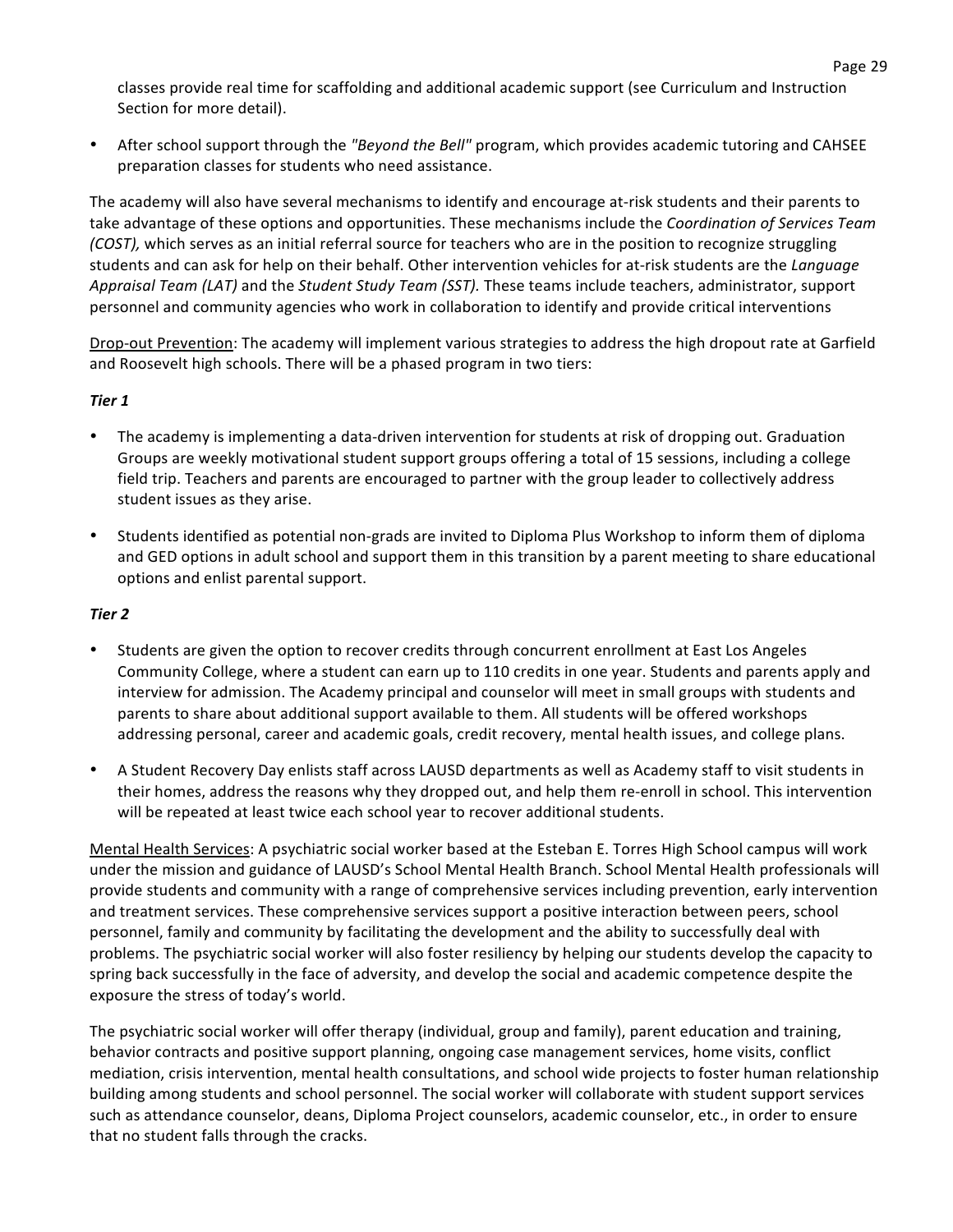classes provide real time for scaffolding and additional academic support (see Curriculum and Instruction Section for more detail).

- After school support through the *"Beyond the Bell"* program, which provides academic tutoring and CAHSEE preparation classes for students who need assistance.

The academy will also have several mechanisms to identify and encourage at-risk students and their parents to take advantage of these options and opportunities. These mechanisms include the *Coordination of Services Team (COST),* which serves as an initial referral source for teachers who are in the position to recognize struggling students and can ask for help on their behalf. Other intervention vehicles for at-risk students are the *Language Appraisal Team (LAT)* and the *Student Study Team (SST).* These teams include teachers, administrator, support personnel and community agencies who work in collaboration to identify and provide critical interventions

<u>Drop-out Prevention</u>: The academy will implement various strategies to address the high dropout rate at Garfield and Roosevelt high schools. There will be a phased program in two tiers:

***Tier 1***

- The academy is implementing a data-driven intervention for students at risk of dropping out. Graduation Groups are weekly motivational student support groups offering a total of 15 sessions, including a college field trip. Teachers and parents are encouraged to partner with the group leader to collectively address student issues as they arise.

- Students identified as potential non-grads are invited to Diploma Plus Workshop to inform them of diploma and GED options in adult school and support them in this transition by a parent meeting to share educational options and enlist parental support.

***Tier 2***

- Students are given the option to recover credits through concurrent enrollment at East Los Angeles Community College, where a student can earn up to 110 credits in one year. Students and parents apply and interview for admission. The Academy principal and counselor will meet in small groups with students and parents to share about additional support available to them. All students will be offered workshops addressing personal, career and academic goals, credit recovery, mental health issues, and college plans.

- A Student Recovery Day enlists staff across LAUSD departments as well as Academy staff to visit students in their homes, address the reasons why they dropped out, and help them re-enroll in school. This intervention will be repeated at least twice each school year to recover additional students.

<u>Mental Health Services</u>: A psychiatric social worker based at the Esteban E. Torres High School campus will work under the mission and guidance of LAUSD's School Mental Health Branch. School Mental Health professionals will provide students and community with a range of comprehensive services including prevention, early intervention and treatment services. These comprehensive services support a positive interaction between peers, school personnel, family and community by facilitating the development and the ability to successfully deal with problems. The psychiatric social worker will also foster resiliency by helping our students develop the capacity to spring back successfully in the face of adversity, and develop the social and academic competence despite the exposure the stress of today's world.

The psychiatric social worker will offer therapy (individual, group and family), parent education and training, behavior contracts and positive support planning, ongoing case management services, home visits, conflict mediation, crisis intervention, mental health consultations, and school wide projects to foster human relationship building among students and school personnel. The social worker will collaborate with student support services such as attendance counselor, deans, Diploma Project counselors, academic counselor, etc., in order to ensure that no student falls through the cracks.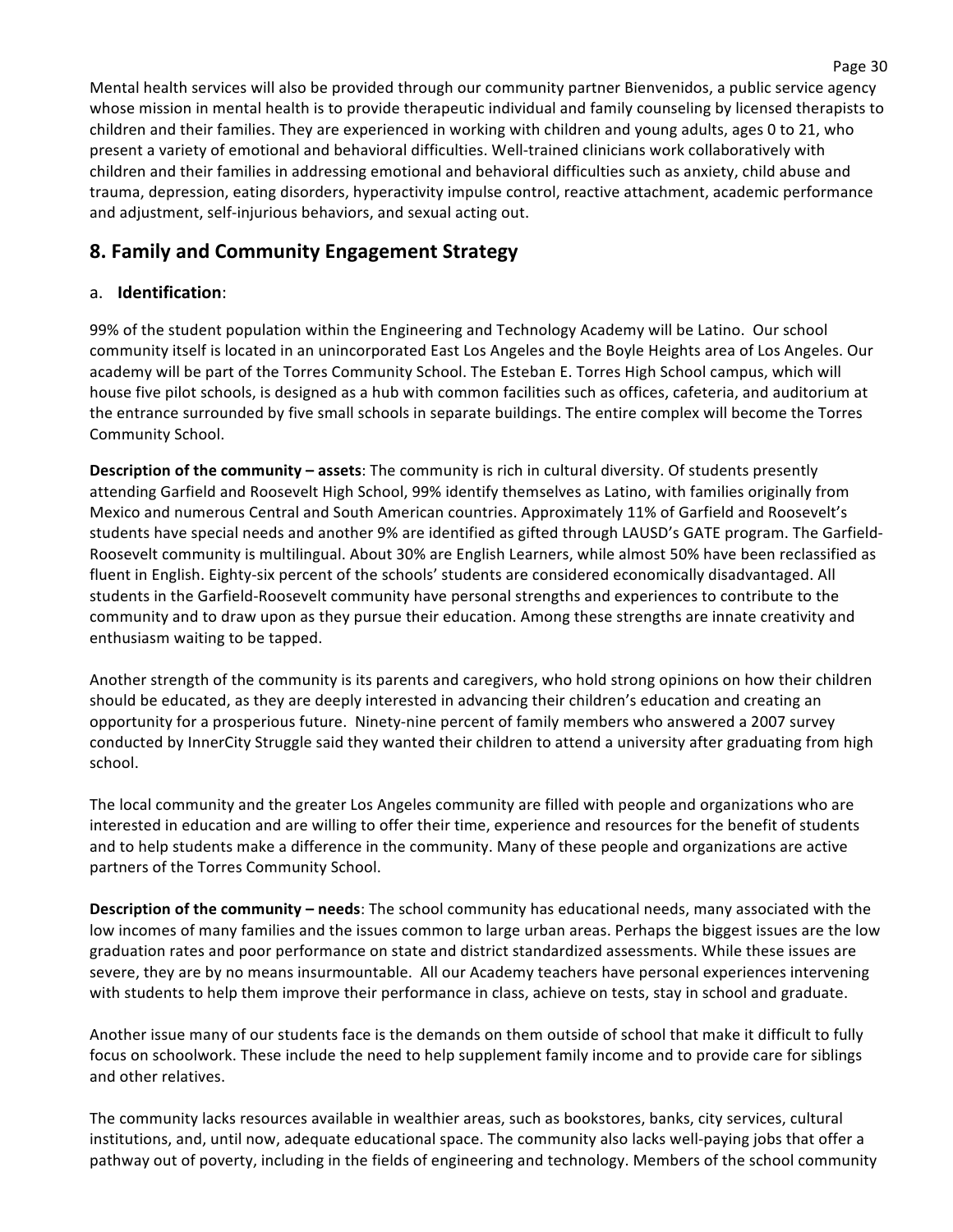Mental health services will also be provided through our community partner Bienvenidos, a public service agency whose mission in mental health is to provide therapeutic individual and family counseling by licensed therapists to children and their families. They are experienced in working with children and young adults, ages 0 to 21, who present a variety of emotional and behavioral difficulties. Well-trained clinicians work collaboratively with children and their families in addressing emotional and behavioral difficulties such as anxiety, child abuse and trauma, depression, eating disorders, hyperactivity impulse control, reactive attachment, academic performance and adjustment, self-injurious behaviors, and sexual acting out.

## 8. Family and Community Engagement Strategy

a. **Identification**:

99% of the student population within the Engineering and Technology Academy will be Latino. Our school community itself is located in an unincorporated East Los Angeles and the Boyle Heights area of Los Angeles. Our academy will be part of the Torres Community School. The Esteban E. Torres High School campus, which will house five pilot schools, is designed as a hub with common facilities such as offices, cafeteria, and auditorium at the entrance surrounded by five small schools in separate buildings. The entire complex will become the Torres Community School.

**Description of the community – assets**: The community is rich in cultural diversity. Of students presently attending Garfield and Roosevelt High School, 99% identify themselves as Latino, with families originally from Mexico and numerous Central and South American countries. Approximately 11% of Garfield and Roosevelt's students have special needs and another 9% are identified as gifted through LAUSD's GATE program. The Garfield-Roosevelt community is multilingual. About 30% are English Learners, while almost 50% have been reclassified as fluent in English. Eighty-six percent of the schools' students are considered economically disadvantaged. All students in the Garfield-Roosevelt community have personal strengths and experiences to contribute to the community and to draw upon as they pursue their education. Among these strengths are innate creativity and enthusiasm waiting to be tapped.

Another strength of the community is its parents and caregivers, who hold strong opinions on how their children should be educated, as they are deeply interested in advancing their children's education and creating an opportunity for a prosperious future. Ninety-nine percent of family members who answered a 2007 survey conducted by InnerCity Struggle said they wanted their children to attend a university after graduating from high school.

The local community and the greater Los Angeles community are filled with people and organizations who are interested in education and are willing to offer their time, experience and resources for the benefit of students and to help students make a difference in the community. Many of these people and organizations are active partners of the Torres Community School.

**Description of the community – needs**: The school community has educational needs, many associated with the low incomes of many families and the issues common to large urban areas. Perhaps the biggest issues are the low graduation rates and poor performance on state and district standardized assessments. While these issues are severe, they are by no means insurmountable. All our Academy teachers have personal experiences intervening with students to help them improve their performance in class, achieve on tests, stay in school and graduate.

Another issue many of our students face is the demands on them outside of school that make it difficult to fully focus on schoolwork. These include the need to help supplement family income and to provide care for siblings and other relatives.

The community lacks resources available in wealthier areas, such as bookstores, banks, city services, cultural institutions, and, until now, adequate educational space. The community also lacks well-paying jobs that offer a pathway out of poverty, including in the fields of engineering and technology. Members of the school community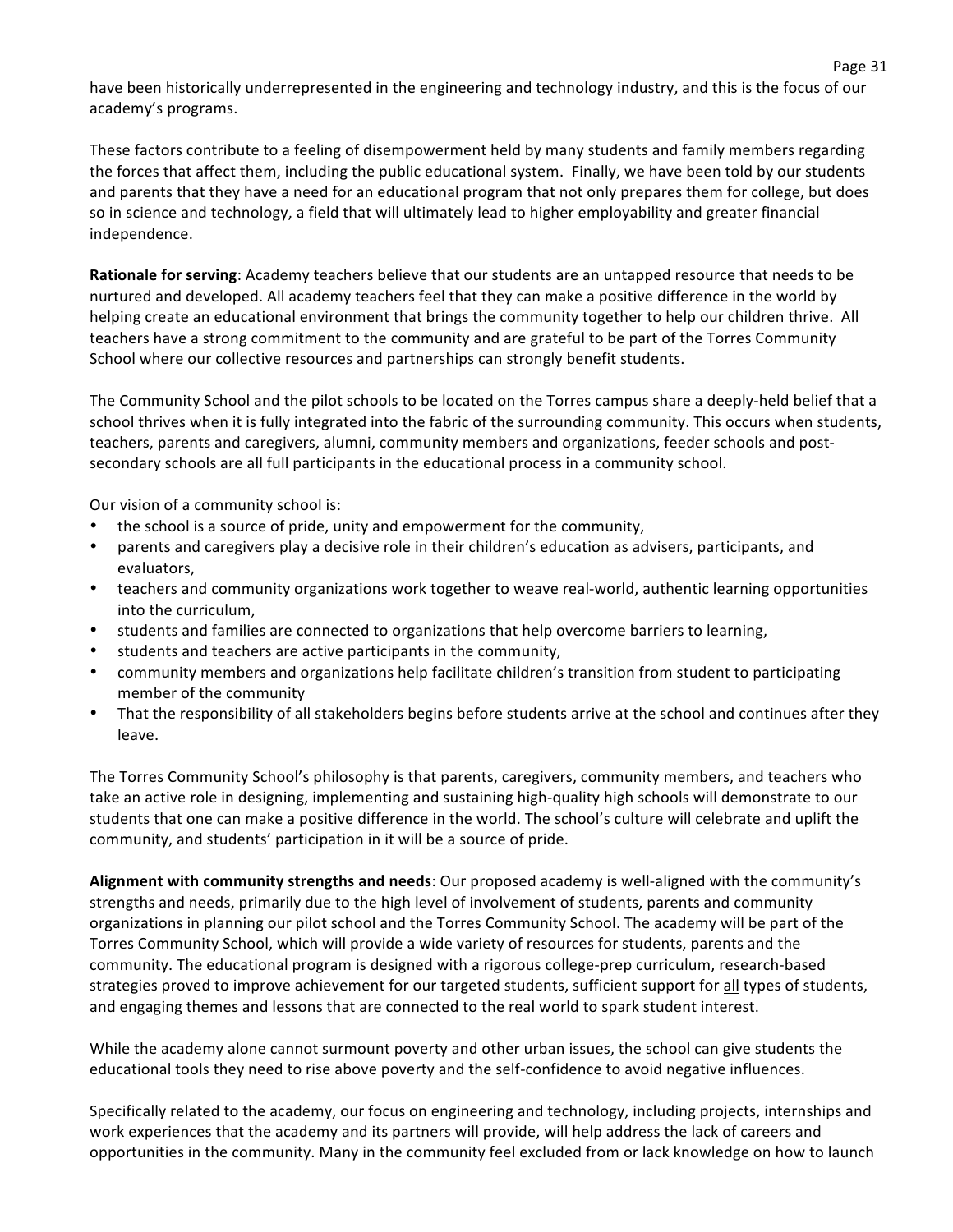have been historically underrepresented in the engineering and technology industry, and this is the focus of our academy's programs.

These factors contribute to a feeling of disempowerment held by many students and family members regarding the forces that affect them, including the public educational system. Finally, we have been told by our students and parents that they have a need for an educational program that not only prepares them for college, but does so in science and technology, a field that will ultimately lead to higher employability and greater financial independence.

**Rationale for serving**: Academy teachers believe that our students are an untapped resource that needs to be nurtured and developed. All academy teachers feel that they can make a positive difference in the world by helping create an educational environment that brings the community together to help our children thrive. All teachers have a strong commitment to the community and are grateful to be part of the Torres Community School where our collective resources and partnerships can strongly benefit students.

The Community School and the pilot schools to be located on the Torres campus share a deeply-held belief that a school thrives when it is fully integrated into the fabric of the surrounding community. This occurs when students, teachers, parents and caregivers, alumni, community members and organizations, feeder schools and post-secondary schools are all full participants in the educational process in a community school.

Our vision of a community school is:

- the school is a source of pride, unity and empowerment for the community,
- parents and caregivers play a decisive role in their children's education as advisers, participants, and evaluators,
- teachers and community organizations work together to weave real-world, authentic learning opportunities into the curriculum,
- students and families are connected to organizations that help overcome barriers to learning,
- students and teachers are active participants in the community,
- community members and organizations help facilitate children's transition from student to participating member of the community
- That the responsibility of all stakeholders begins before students arrive at the school and continues after they leave.

The Torres Community School's philosophy is that parents, caregivers, community members, and teachers who take an active role in designing, implementing and sustaining high-quality high schools will demonstrate to our students that one can make a positive difference in the world. The school's culture will celebrate and uplift the community, and students' participation in it will be a source of pride.

**Alignment with community strengths and needs**: Our proposed academy is well-aligned with the community's strengths and needs, primarily due to the high level of involvement of students, parents and community organizations in planning our pilot school and the Torres Community School. The academy will be part of the Torres Community School, which will provide a wide variety of resources for students, parents and the community. The educational program is designed with a rigorous college-prep curriculum, research-based strategies proved to improve achievement for our targeted students, sufficient support for <u>all</u> types of students, and engaging themes and lessons that are connected to the real world to spark student interest.

While the academy alone cannot surmount poverty and other urban issues, the school can give students the educational tools they need to rise above poverty and the self-confidence to avoid negative influences.

Specifically related to the academy, our focus on engineering and technology, including projects, internships and work experiences that the academy and its partners will provide, will help address the lack of careers and opportunities in the community. Many in the community feel excluded from or lack knowledge on how to launch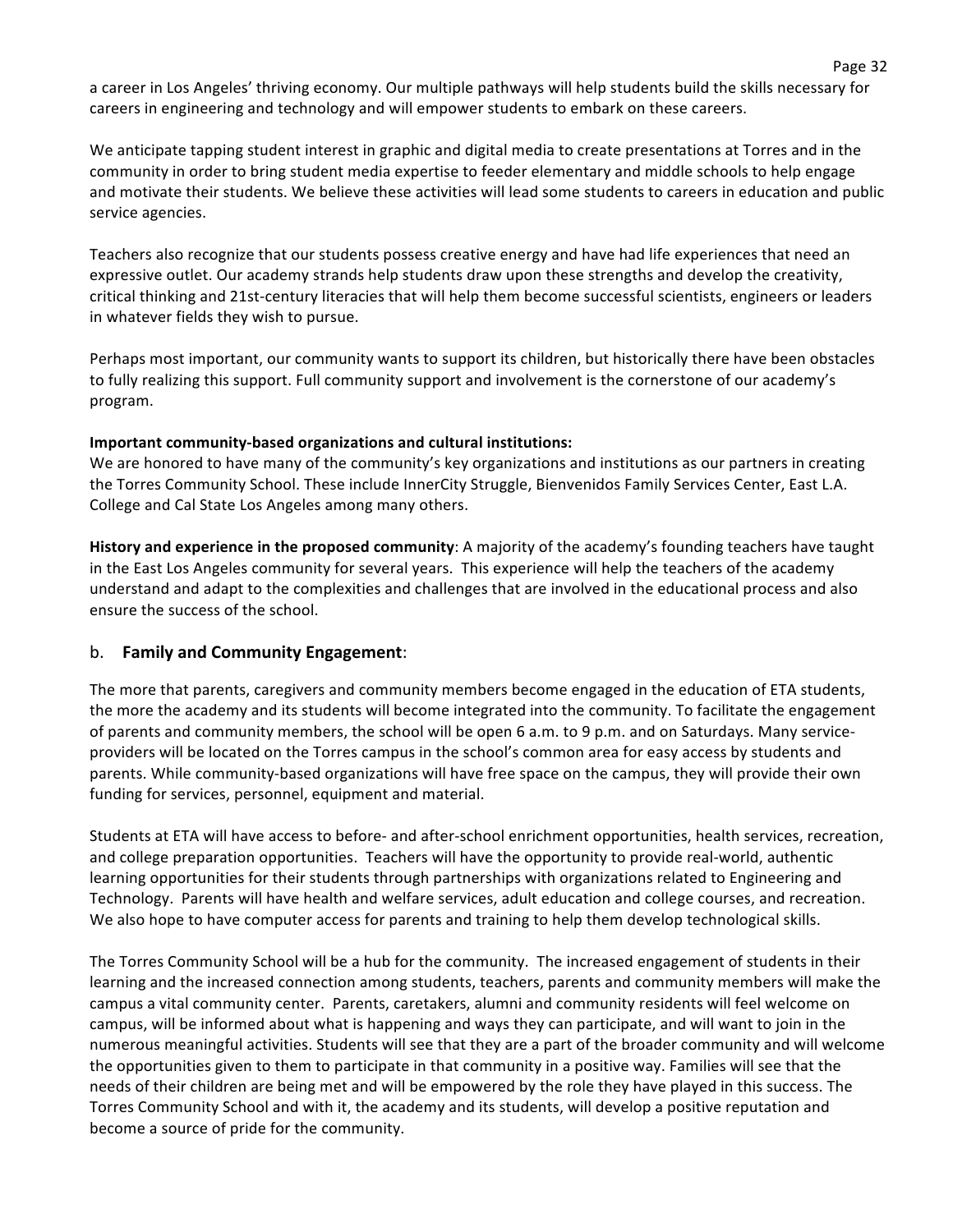a career in Los Angeles' thriving economy. Our multiple pathways will help students build the skills necessary for careers in engineering and technology and will empower students to embark on these careers.

We anticipate tapping student interest in graphic and digital media to create presentations at Torres and in the community in order to bring student media expertise to feeder elementary and middle schools to help engage and motivate their students. We believe these activities will lead some students to careers in education and public service agencies.

Teachers also recognize that our students possess creative energy and have had life experiences that need an expressive outlet. Our academy strands help students draw upon these strengths and develop the creativity, critical thinking and 21st-century literacies that will help them become successful scientists, engineers or leaders in whatever fields they wish to pursue.

Perhaps most important, our community wants to support its children, but historically there have been obstacles to fully realizing this support. Full community support and involvement is the cornerstone of our academy's program.

**Important community-based organizations and cultural institutions:**
We are honored to have many of the community's key organizations and institutions as our partners in creating the Torres Community School. These include InnerCity Struggle, Bienvenidos Family Services Center, East L.A. College and Cal State Los Angeles among many others.

**History and experience in the proposed community**: A majority of the academy's founding teachers have taught in the East Los Angeles community for several years. This experience will help the teachers of the academy understand and adapt to the complexities and challenges that are involved in the educational process and also ensure the success of the school.

## b. **Family and Community Engagement**:

The more that parents, caregivers and community members become engaged in the education of ETA students, the more the academy and its students will become integrated into the community. To facilitate the engagement of parents and community members, the school will be open 6 a.m. to 9 p.m. and on Saturdays. Many service-providers will be located on the Torres campus in the school's common area for easy access by students and parents. While community-based organizations will have free space on the campus, they will provide their own funding for services, personnel, equipment and material.

Students at ETA will have access to before- and after-school enrichment opportunities, health services, recreation, and college preparation opportunities. Teachers will have the opportunity to provide real-world, authentic learning opportunities for their students through partnerships with organizations related to Engineering and Technology. Parents will have health and welfare services, adult education and college courses, and recreation. We also hope to have computer access for parents and training to help them develop technological skills.

The Torres Community School will be a hub for the community. The increased engagement of students in their learning and the increased connection among students, teachers, parents and community members will make the campus a vital community center. Parents, caretakers, alumni and community residents will feel welcome on campus, will be informed about what is happening and ways they can participate, and will want to join in the numerous meaningful activities. Students will see that they are a part of the broader community and will welcome the opportunities given to them to participate in that community in a positive way. Families will see that the needs of their children are being met and will be empowered by the role they have played in this success. The Torres Community School and with it, the academy and its students, will develop a positive reputation and become a source of pride for the community.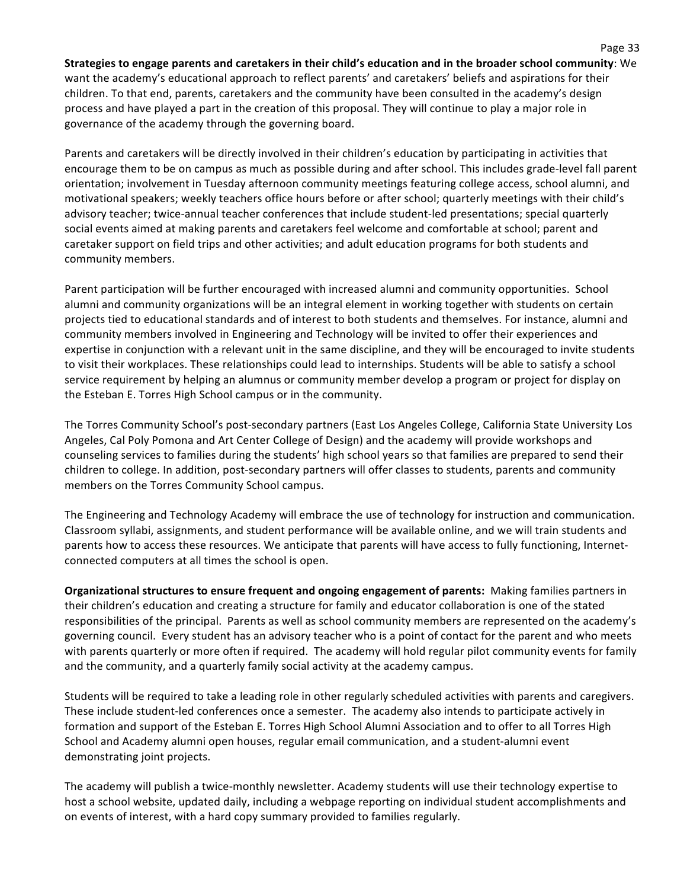**Strategies to engage parents and caretakers in their child's education and in the broader school community**: We want the academy's educational approach to reflect parents' and caretakers' beliefs and aspirations for their children. To that end, parents, caretakers and the community have been consulted in the academy's design process and have played a part in the creation of this proposal. They will continue to play a major role in governance of the academy through the governing board.

Parents and caretakers will be directly involved in their children's education by participating in activities that encourage them to be on campus as much as possible during and after school. This includes grade-level fall parent orientation; involvement in Tuesday afternoon community meetings featuring college access, school alumni, and motivational speakers; weekly teachers office hours before or after school; quarterly meetings with their child's advisory teacher; twice-annual teacher conferences that include student-led presentations; special quarterly social events aimed at making parents and caretakers feel welcome and comfortable at school; parent and caretaker support on field trips and other activities; and adult education programs for both students and community members.

Parent participation will be further encouraged with increased alumni and community opportunities. School alumni and community organizations will be an integral element in working together with students on certain projects tied to educational standards and of interest to both students and themselves. For instance, alumni and community members involved in Engineering and Technology will be invited to offer their experiences and expertise in conjunction with a relevant unit in the same discipline, and they will be encouraged to invite students to visit their workplaces. These relationships could lead to internships. Students will be able to satisfy a school service requirement by helping an alumnus or community member develop a program or project for display on the Esteban E. Torres High School campus or in the community.

The Torres Community School's post-secondary partners (East Los Angeles College, California State University Los Angeles, Cal Poly Pomona and Art Center College of Design) and the academy will provide workshops and counseling services to families during the students' high school years so that families are prepared to send their children to college. In addition, post-secondary partners will offer classes to students, parents and community members on the Torres Community School campus.

The Engineering and Technology Academy will embrace the use of technology for instruction and communication. Classroom syllabi, assignments, and student performance will be available online, and we will train students and parents how to access these resources. We anticipate that parents will have access to fully functioning, Internet-connected computers at all times the school is open.

**Organizational structures to ensure frequent and ongoing engagement of parents:** Making families partners in their children's education and creating a structure for family and educator collaboration is one of the stated responsibilities of the principal. Parents as well as school community members are represented on the academy's governing council. Every student has an advisory teacher who is a point of contact for the parent and who meets with parents quarterly or more often if required. The academy will hold regular pilot community events for family and the community, and a quarterly family social activity at the academy campus.

Students will be required to take a leading role in other regularly scheduled activities with parents and caregivers. These include student-led conferences once a semester. The academy also intends to participate actively in formation and support of the Esteban E. Torres High School Alumni Association and to offer to all Torres High School and Academy alumni open houses, regular email communication, and a student-alumni event demonstrating joint projects.

The academy will publish a twice-monthly newsletter. Academy students will use their technology expertise to host a school website, updated daily, including a webpage reporting on individual student accomplishments and on events of interest, with a hard copy summary provided to families regularly.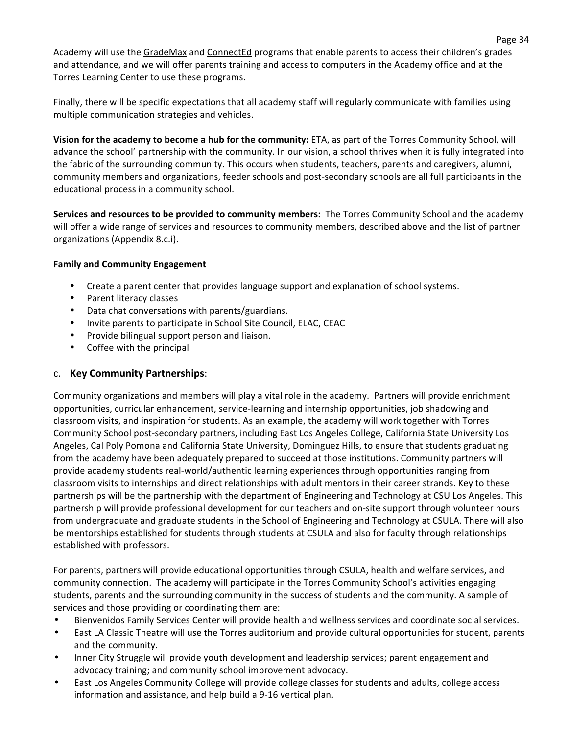Academy will use the GradeMax and ConnectEd programs that enable parents to access their children's grades and attendance, and we will offer parents training and access to computers in the Academy office and at the Torres Learning Center to use these programs.

Finally, there will be specific expectations that all academy staff will regularly communicate with families using multiple communication strategies and vehicles.

**Vision for the academy to become a hub for the community:** ETA, as part of the Torres Community School, will advance the school' partnership with the community. In our vision, a school thrives when it is fully integrated into the fabric of the surrounding community. This occurs when students, teachers, parents and caregivers, alumni, community members and organizations, feeder schools and post-secondary schools are all full participants in the educational process in a community school.

**Services and resources to be provided to community members:** The Torres Community School and the academy will offer a wide range of services and resources to community members, described above and the list of partner organizations (Appendix 8.c.i).

**Family and Community Engagement**

- Create a parent center that provides language support and explanation of school systems.
- Parent literacy classes
- Data chat conversations with parents/guardians.
- Invite parents to participate in School Site Council, ELAC, CEAC
- Provide bilingual support person and liaison.
- Coffee with the principal

## c. Key Community Partnerships:

Community organizations and members will play a vital role in the academy. Partners will provide enrichment opportunities, curricular enhancement, service-learning and internship opportunities, job shadowing and classroom visits, and inspiration for students. As an example, the academy will work together with Torres Community School post-secondary partners, including East Los Angeles College, California State University Los Angeles, Cal Poly Pomona and California State University, Dominguez Hills, to ensure that students graduating from the academy have been adequately prepared to succeed at those institutions. Community partners will provide academy students real-world/authentic learning experiences through opportunities ranging from classroom visits to internships and direct relationships with adult mentors in their career strands. Key to these partnerships will be the partnership with the department of Engineering and Technology at CSU Los Angeles. This partnership will provide professional development for our teachers and on-site support through volunteer hours from undergraduate and graduate students in the School of Engineering and Technology at CSULA. There will also be mentorships established for students through students at CSULA and also for faculty through relationships established with professors.

For parents, partners will provide educational opportunities through CSULA, health and welfare services, and community connection. The academy will participate in the Torres Community School's activities engaging students, parents and the surrounding community in the success of students and the community. A sample of services and those providing or coordinating them are:

- Bienvenidos Family Services Center will provide health and wellness services and coordinate social services.
- East LA Classic Theatre will use the Torres auditorium and provide cultural opportunities for student, parents and the community.
- Inner City Struggle will provide youth development and leadership services; parent engagement and advocacy training; and community school improvement advocacy.
- East Los Angeles Community College will provide college classes for students and adults, college access information and assistance, and help build a 9-16 vertical plan.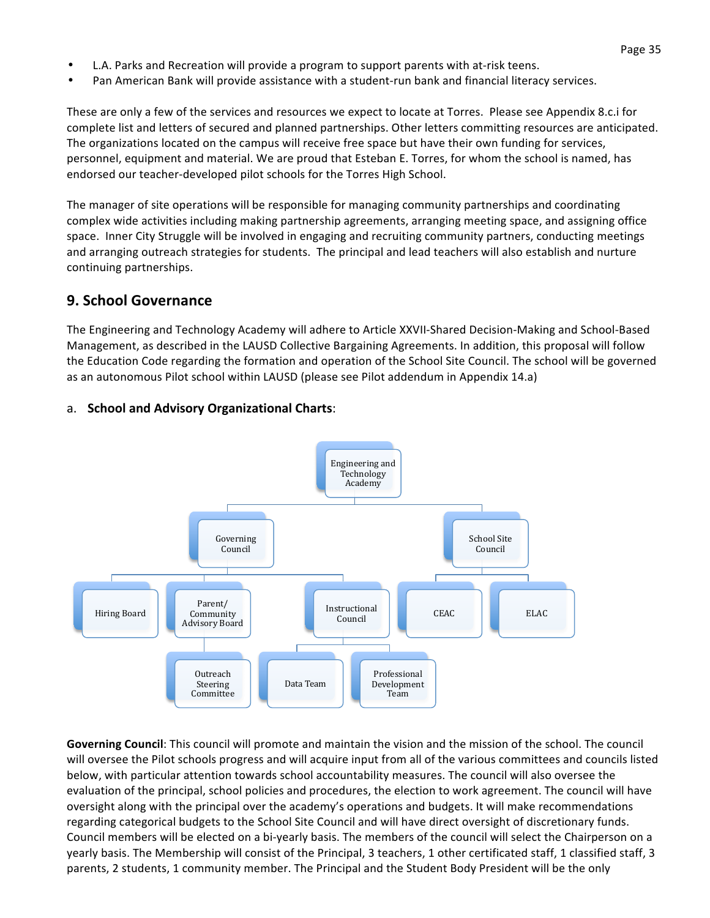- L.A. Parks and Recreation will provide a program to support parents with at-risk teens.
- Pan American Bank will provide assistance with a student-run bank and financial literacy services.

These are only a few of the services and resources we expect to locate at Torres. Please see Appendix 8.c.i for complete list and letters of secured and planned partnerships. Other letters committing resources are anticipated. The organizations located on the campus will receive free space but have their own funding for services, personnel, equipment and material. We are proud that Esteban E. Torres, for whom the school is named, has endorsed our teacher-developed pilot schools for the Torres High School.

The manager of site operations will be responsible for managing community partnerships and coordinating complex wide activities including making partnership agreements, arranging meeting space, and assigning office space. Inner City Struggle will be involved in engaging and recruiting community partners, conducting meetings and arranging outreach strategies for students. The principal and lead teachers will also establish and nurture continuing partnerships.

## 9. School Governance

The Engineering and Technology Academy will adhere to Article XXVII-Shared Decision-Making and School-Based Management, as described in the LAUSD Collective Bargaining Agreements. In addition, this proposal will follow the Education Code regarding the formation and operation of the School Site Council. The school will be governed as an autonomous Pilot school within LAUSD (please see Pilot addendum in Appendix 14.a)

a. **School and Advisory Organizational Charts**:

- Engineering and Technology Academy
  - Governing Council
    - Hiring Board
    - Parent/ Community Advisory Board
      - Outreach Steering Committee
    - Instructional Council
      - Data Team
      - Professional Development Team
  - School Site Council
    - CEAC
    - ELAC

**Governing Council**: This council will promote and maintain the vision and the mission of the school. The council will oversee the Pilot schools progress and will acquire input from all of the various committees and councils listed below, with particular attention towards school accountability measures. The council will also oversee the evaluation of the principal, school policies and procedures, the election to work agreement. The council will have oversight along with the principal over the academy's operations and budgets. It will make recommendations regarding categorical budgets to the School Site Council and will have direct oversight of discretionary funds. Council members will be elected on a bi-yearly basis. The members of the council will select the Chairperson on a yearly basis. The Membership will consist of the Principal, 3 teachers, 1 other certificated staff, 1 classified staff, 3 parents, 2 students, 1 community member. The Principal and the Student Body President will be the only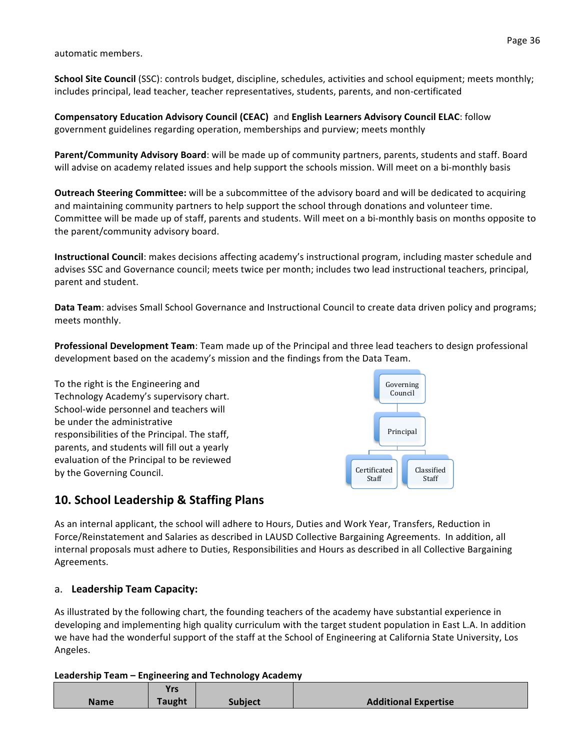automatic members.

**School Site Council** (SSC): controls budget, discipline, schedules, activities and school equipment; meets monthly; includes principal, lead teacher, teacher representatives, students, parents, and non-certificated

**Compensatory Education Advisory Council (CEAC)** and **English Learners Advisory Council ELAC**: follow government guidelines regarding operation, memberships and purview; meets monthly

**Parent/Community Advisory Board**: will be made up of community partners, parents, students and staff. Board will advise on academy related issues and help support the schools mission. Will meet on a bi-monthly basis

**Outreach Steering Committee:** will be a subcommittee of the advisory board and will be dedicated to acquiring and maintaining community partners to help support the school through donations and volunteer time. Committee will be made up of staff, parents and students. Will meet on a bi-monthly basis on months opposite to the parent/community advisory board.

**Instructional Council**: makes decisions affecting academy's instructional program, including master schedule and advises SSC and Governance council; meets twice per month; includes two lead instructional teachers, principal, parent and student.

**Data Team**: advises Small School Governance and Instructional Council to create data driven policy and programs; meets monthly.

**Professional Development Team**: Team made up of the Principal and three lead teachers to design professional development based on the academy's mission and the findings from the Data Team.

To the right is the Engineering and Technology Academy's supervisory chart. School-wide personnel and teachers will be under the administrative responsibilities of the Principal. The staff, parents, and students will fill out a yearly evaluation of the Principal to be reviewed by the Governing Council.

Governing Council → Principal → Certificated Staff, Classified Staff

## 10. School Leadership & Staffing Plans

As an internal applicant, the school will adhere to Hours, Duties and Work Year, Transfers, Reduction in Force/Reinstatement and Salaries as described in LAUSD Collective Bargaining Agreements. In addition, all internal proposals must adhere to Duties, Responsibilities and Hours as described in all Collective Bargaining Agreements.

### a. Leadership Team Capacity:

As illustrated by the following chart, the founding teachers of the academy have substantial experience in developing and implementing high quality curriculum with the target student population in East L.A. In addition we have had the wonderful support of the staff at the School of Engineering at California State University, Los Angeles.

**Leadership Team – Engineering and Technology Academy**

| Name | Yrs Taught | Subject | Additional Expertise |
|---|---|---|---|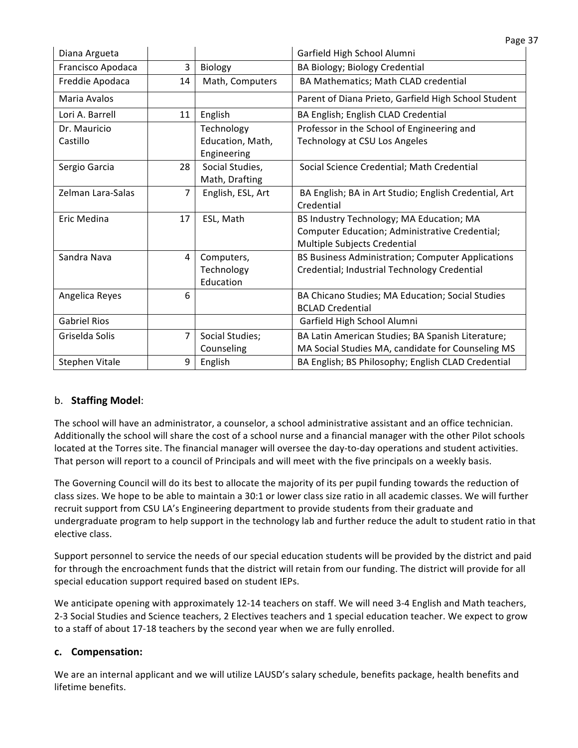| | | | |
|---|---|---|---|
| Diana Argueta | | | Garfield High School Alumni |
| Francisco Apodaca | 3 | Biology | BA Biology; Biology Credential |
| Freddie Apodaca | 14 | Math, Computers | BA Mathematics; Math CLAD credential |
| Maria Avalos | | | Parent of Diana Prieto, Garfield High School Student |
| Lori A. Barrell | 11 | English | BA English; English CLAD Credential |
| Dr. Mauricio Castillo | | Technology Education, Math, Engineering | Professor in the School of Engineering and Technology at CSU Los Angeles |
| Sergio Garcia | 28 | Social Studies, Math, Drafting | Social Science Credential; Math Credential |
| Zelman Lara-Salas | 7 | English, ESL, Art | BA English; BA in Art Studio; English Credential, Art Credential |
| Eric Medina | 17 | ESL, Math | BS Industry Technology; MA Education; MA Computer Education; Administrative Credential; Multiple Subjects Credential |
| Sandra Nava | 4 | Computers, Technology Education | BS Business Administration; Computer Applications Credential; Industrial Technology Credential |
| Angelica Reyes | 6 | | BA Chicano Studies; MA Education; Social Studies BCLAD Credential |
| Gabriel Rios | | | Garfield High School Alumni |
| Griselda Solis | 7 | Social Studies; Counseling | BA Latin American Studies; BA Spanish Literature; MA Social Studies MA, candidate for Counseling MS |
| Stephen Vitale | 9 | English | BA English; BS Philosophy; English CLAD Credential |

## b. **Staffing Model**:

The school will have an administrator, a counselor, a school administrative assistant and an office technician. Additionally the school will share the cost of a school nurse and a financial manager with the other Pilot schools located at the Torres site. The financial manager will oversee the day-to-day operations and student activities. That person will report to a council of Principals and will meet with the five principals on a weekly basis.

The Governing Council will do its best to allocate the majority of its per pupil funding towards the reduction of class sizes. We hope to be able to maintain a 30:1 or lower class size ratio in all academic classes. We will further recruit support from CSU LA's Engineering department to provide students from their graduate and undergraduate program to help support in the technology lab and further reduce the adult to student ratio in that elective class.

Support personnel to service the needs of our special education students will be provided by the district and paid for through the encroachment funds that the district will retain from our funding. The district will provide for all special education support required based on student IEPs.

We anticipate opening with approximately 12-14 teachers on staff. We will need 3-4 English and Math teachers, 2-3 Social Studies and Science teachers, 2 Electives teachers and 1 special education teacher. We expect to grow to a staff of about 17-18 teachers by the second year when we are fully enrolled.

## **c. Compensation:**

We are an internal applicant and we will utilize LAUSD's salary schedule, benefits package, health benefits and lifetime benefits.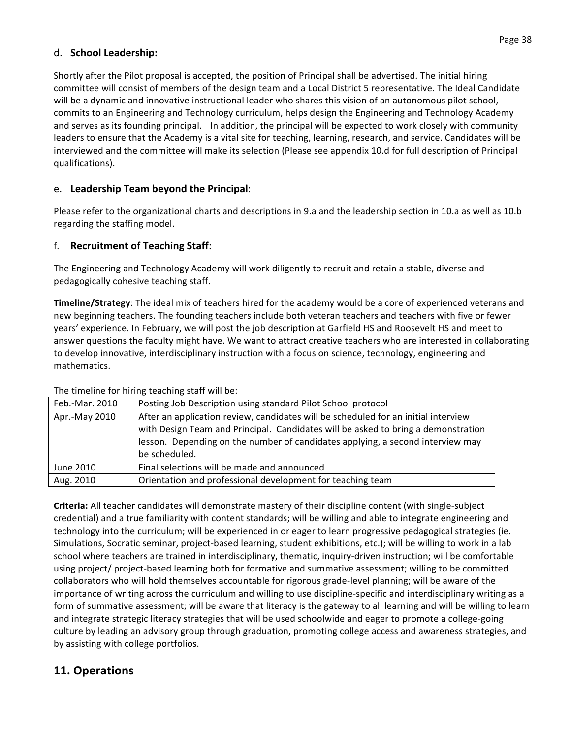### d. **School Leadership:**

Shortly after the Pilot proposal is accepted, the position of Principal shall be advertised. The initial hiring committee will consist of members of the design team and a Local District 5 representative. The Ideal Candidate will be a dynamic and innovative instructional leader who shares this vision of an autonomous pilot school, commits to an Engineering and Technology curriculum, helps design the Engineering and Technology Academy and serves as its founding principal. In addition, the principal will be expected to work closely with community leaders to ensure that the Academy is a vital site for teaching, learning, research, and service. Candidates will be interviewed and the committee will make its selection (Please see appendix 10.d for full description of Principal qualifications).

### e. **Leadership Team beyond the Principal**:

Please refer to the organizational charts and descriptions in 9.a and the leadership section in 10.a as well as 10.b regarding the staffing model.

### f. **Recruitment of Teaching Staff**:

The Engineering and Technology Academy will work diligently to recruit and retain a stable, diverse and pedagogically cohesive teaching staff.

**Timeline/Strategy**: The ideal mix of teachers hired for the academy would be a core of experienced veterans and new beginning teachers. The founding teachers include both veteran teachers and teachers with five or fewer years' experience. In February, we will post the job description at Garfield HS and Roosevelt HS and meet to answer questions the faculty might have. We want to attract creative teachers who are interested in collaborating to develop innovative, interdisciplinary instruction with a focus on science, technology, engineering and mathematics.

The timeline for hiring teaching staff will be:

| | |
|---|---|
| Feb.-Mar. 2010 | Posting Job Description using standard Pilot School protocol |
| Apr.-May 2010 | After an application review, candidates will be scheduled for an initial interview with Design Team and Principal. Candidates will be asked to bring a demonstration lesson. Depending on the number of candidates applying, a second interview may be scheduled. |
| June 2010 | Final selections will be made and announced |
| Aug. 2010 | Orientation and professional development for teaching team |

**Criteria:** All teacher candidates will demonstrate mastery of their discipline content (with single-subject credential) and a true familiarity with content standards; will be willing and able to integrate engineering and technology into the curriculum; will be experienced in or eager to learn progressive pedagogical strategies (ie. Simulations, Socratic seminar, project-based learning, student exhibitions, etc.); will be willing to work in a lab school where teachers are trained in interdisciplinary, thematic, inquiry-driven instruction; will be comfortable using project/ project-based learning both for formative and summative assessment; willing to be committed collaborators who will hold themselves accountable for rigorous grade-level planning; will be aware of the importance of writing across the curriculum and willing to use discipline-specific and interdisciplinary writing as a form of summative assessment; will be aware that literacy is the gateway to all learning and will be willing to learn and integrate strategic literacy strategies that will be used schoolwide and eager to promote a college-going culture by leading an advisory group through graduation, promoting college access and awareness strategies, and by assisting with college portfolios.

## 11. Operations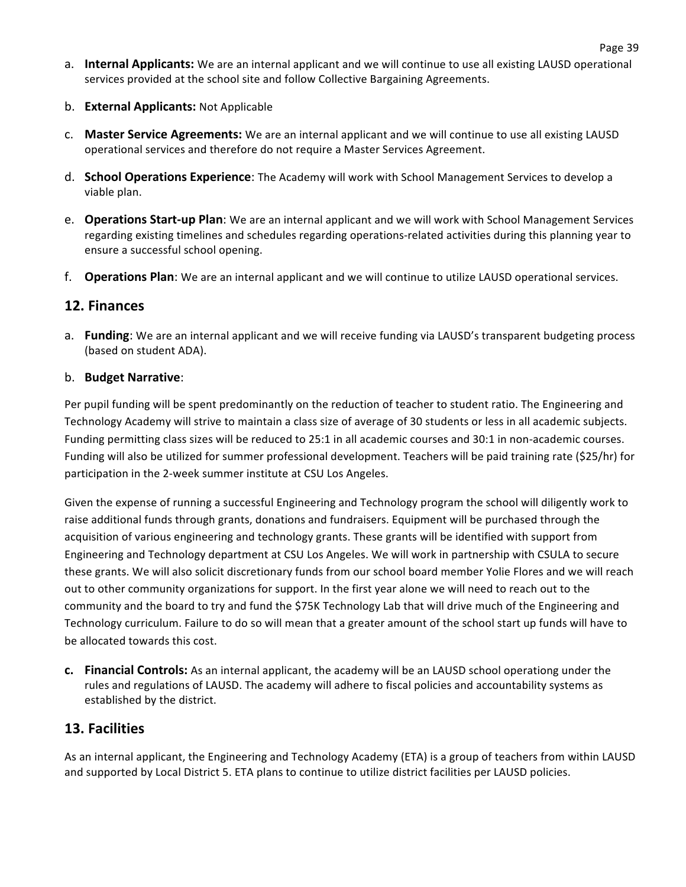a. **Internal Applicants:** We are an internal applicant and we will continue to use all existing LAUSD operational services provided at the school site and follow Collective Bargaining Agreements.

b. **External Applicants:** Not Applicable

c. **Master Service Agreements:** We are an internal applicant and we will continue to use all existing LAUSD operational services and therefore do not require a Master Services Agreement.

d. **School Operations Experience**: The Academy will work with School Management Services to develop a viable plan.

e. **Operations Start-up Plan**: We are an internal applicant and we will work with School Management Services regarding existing timelines and schedules regarding operations-related activities during this planning year to ensure a successful school opening.

f. **Operations Plan**: We are an internal applicant and we will continue to utilize LAUSD operational services.

## 12. Finances

a. **Funding**: We are an internal applicant and we will receive funding via LAUSD's transparent budgeting process (based on student ADA).

b. **Budget Narrative**:

Per pupil funding will be spent predominantly on the reduction of teacher to student ratio. The Engineering and Technology Academy will strive to maintain a class size of average of 30 students or less in all academic subjects. Funding permitting class sizes will be reduced to 25:1 in all academic courses and 30:1 in non-academic courses. Funding will also be utilized for summer professional development. Teachers will be paid training rate ($25/hr) for participation in the 2-week summer institute at CSU Los Angeles.

Given the expense of running a successful Engineering and Technology program the school will diligently work to raise additional funds through grants, donations and fundraisers. Equipment will be purchased through the acquisition of various engineering and technology grants. These grants will be identified with support from Engineering and Technology department at CSU Los Angeles. We will work in partnership with CSULA to secure these grants. We will also solicit discretionary funds from our school board member Yolie Flores and we will reach out to other community organizations for support. In the first year alone we will need to reach out to the community and the board to try and fund the $75K Technology Lab that will drive much of the Engineering and Technology curriculum. Failure to do so will mean that a greater amount of the school start up funds will have to be allocated towards this cost.

c. **Financial Controls:** As an internal applicant, the academy will be an LAUSD school operationg under the rules and regulations of LAUSD. The academy will adhere to fiscal policies and accountability systems as established by the district.

## 13. Facilities

As an internal applicant, the Engineering and Technology Academy (ETA) is a group of teachers from within LAUSD and supported by Local District 5. ETA plans to continue to utilize district facilities per LAUSD policies.